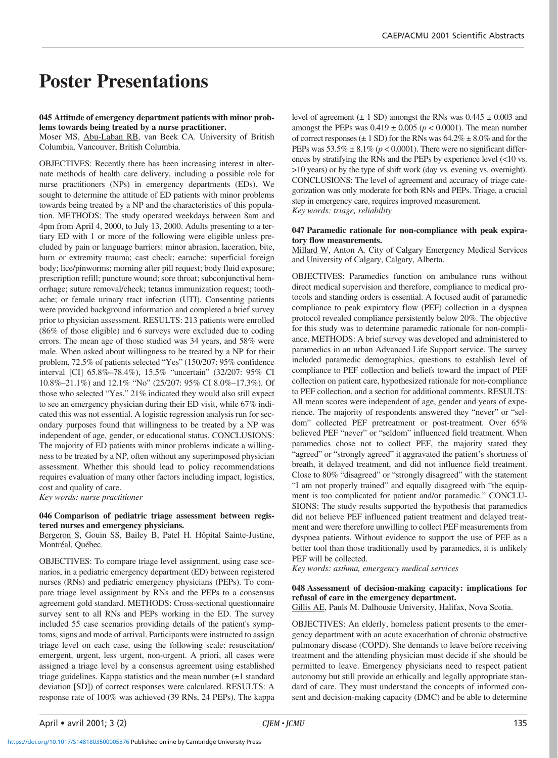# Poster Presentations

**045 Attitude of emergency department patients with minor problems towards being treated by a nurse practitioner.**
Moser MS, Abu-Laban RB, van Beek CA. University of British Columbia, Vancouver, British Columbia.

OBJECTIVES: Recently there has been increasing interest in alternate methods of health care delivery, including a possible role for nurse practitioners (NPs) in emergency departments (EDs). We sought to determine the attitude of ED patients with minor problems towards being treated by a NP and the characteristics of this population. METHODS: The study operated weekdays between 8am and 4pm from April 4, 2000, to July 13, 2000. Adults presenting to a tertiary ED with 1 or more of the following were eligible unless precluded by pain or language barriers: minor abrasion, laceration, bite, burn or extremity trauma; cast check; earache; superficial foreign body; lice/pinworms; morning after pill request; body fluid exposure; prescription refill; puncture wound; sore throat; subconjunctival hemorrhage; suture removal/check; tetanus immunization request; toothache; or female urinary tract infection (UTI). Consenting patients were provided background information and completed a brief survey prior to physician assessment. RESULTS: 213 patients were enrolled (86% of those eligible) and 6 surveys were excluded due to coding errors. The mean age of those studied was 34 years, and 58% were male. When asked about willingness to be treated by a NP for their problem, 72.5% of patients selected "Yes" (150/207: 95% confidence interval [CI] 65.8%–78.4%), 15.5% "uncertain" (32/207: 95% CI 10.8%–21.1%) and 12.1% "No" (25/207: 95% CI 8.0%–17.3%). Of those who selected "Yes," 21% indicated they would also still expect to see an emergency physician during their ED visit, while 67% indicated this was not essential. A logistic regression analysis run for secondary purposes found that willingness to be treated by a NP was independent of age, gender, or educational status. CONCLUSIONS: The majority of ED patients with minor problems indicate a willingness to be treated by a NP, often without any superimposed physician assessment. Whether this should lead to policy recommendations requires evaluation of many other factors including impact, logistics, cost and quality of care.
*Key words: nurse practitioner*

**046 Comparison of pediatric triage assessment between registered nurses and emergency physicians.**
Bergeron S, Gouin SS, Bailey B, Patel H. Hôpital Sainte-Justine, Montréal, Québec.

OBJECTIVES: To compare triage level assignment, using case scenarios, in a pediatric emergency department (ED) between registered nurses (RNs) and pediatric emergency physicians (PEPs). To compare triage level assignment by RNs and the PEPs to a consensus agreement gold standard. METHODS: Cross-sectional questionnaire survey sent to all RNs and PEPs working in the ED. The survey included 55 case scenarios providing details of the patient's symptoms, signs and mode of arrival. Participants were instructed to assign triage level on each case, using the following scale: resuscitation/emergent, urgent, less urgent, non-urgent. A priori, all cases were assigned a triage level by a consensus agreement using established triage guidelines. Kappa statistics and the mean number (±1 standard deviation [SD]) of correct responses were calculated. RESULTS: A response rate of 100% was achieved (39 RNs, 24 PEPs). The kappa level of agreement (± 1 SD) amongst the RNs was 0.445 ± 0.003 and amongst the PEPs was 0.419 ± 0.005 ($p < 0.0001$). The mean number of correct responses (± 1 SD) for the RNs was 64.2% ± 8.0% and for the PEPs was 53.5% ± 8.1% ($p < 0.0001$). There were no significant differences by stratifying the RNs and the PEPs by experience level (<10 vs. >10 years) or by the type of shift work (day vs. evening vs. overnight). CONCLUSIONS: The level of agreement and accuracy of triage categorization was only moderate for both RNs and PEPs. Triage, a crucial step in emergency care, requires improved measurement.
*Key words: triage, reliability*

**047 Paramedic rationale for non-compliance with peak expiratory flow measurements.**
Millard W, Anton A. City of Calgary Emergency Medical Services and University of Calgary, Calgary, Alberta.

OBJECTIVES: Paramedics function on ambulance runs without direct medical supervision and therefore, compliance to medical protocols and standing orders is essential. A focused audit of paramedic compliance to peak expiratory flow (PEF) collection in a dyspnea protocol revealed compliance persistently below 20%. The objective for this study was to determine paramedic rationale for non-compliance. METHODS: A brief survey was developed and administered to paramedics in an urban Advanced Life Support service. The survey included paramedic demographics, questions to establish level of compliance to PEF collection and beliefs toward the impact of PEF collection on patient care, hypothesized rationale for non-compliance to PEF collection, and a section for additional comments. RESULTS: All mean scores were independent of age, gender and years of experience. The majority of respondents answered they "never" or "seldom" collected PEF pretreatment or post-treatment. Over 65% believed PEF "never" or "seldom" influenced field treatment. When paramedics chose not to collect PEF, the majority stated they "agreed" or "strongly agreed" it aggravated the patient's shortness of breath, it delayed treatment, and did not influence field treatment. Close to 80% "disagreed" or "strongly disagreed" with the statement "I am not properly trained" and equally disagreed with "the equipment is too complicated for patient and/or paramedic." CONCLUSIONS: The study results supported the hypothesis that paramedics did not believe PEF influenced patient treatment and delayed treatment and were therefore unwilling to collect PEF measurements from dyspnea patients. Without evidence to support the use of PEF as a better tool than those traditionally used by paramedics, it is unlikely PEF will be collected.
*Key words: asthma, emergency medical services*

**048 Assessment of decision-making capacity: implications for refusal of care in the emergency department.**
Gillis AE, Pauls M. Dalhousie University, Halifax, Nova Scotia.

OBJECTIVES: An elderly, homeless patient presents to the emergency department with an acute exacerbation of chronic obstructive pulmonary disease (COPD). She demands to leave before receiving treatment and the attending physician must decide if she should be permitted to leave. Emergency physicians need to respect patient autonomy but still provide an ethically and legally appropriate standard of care. They must understand the concepts of informed consent and decision-making capacity (DMC) and be able to determine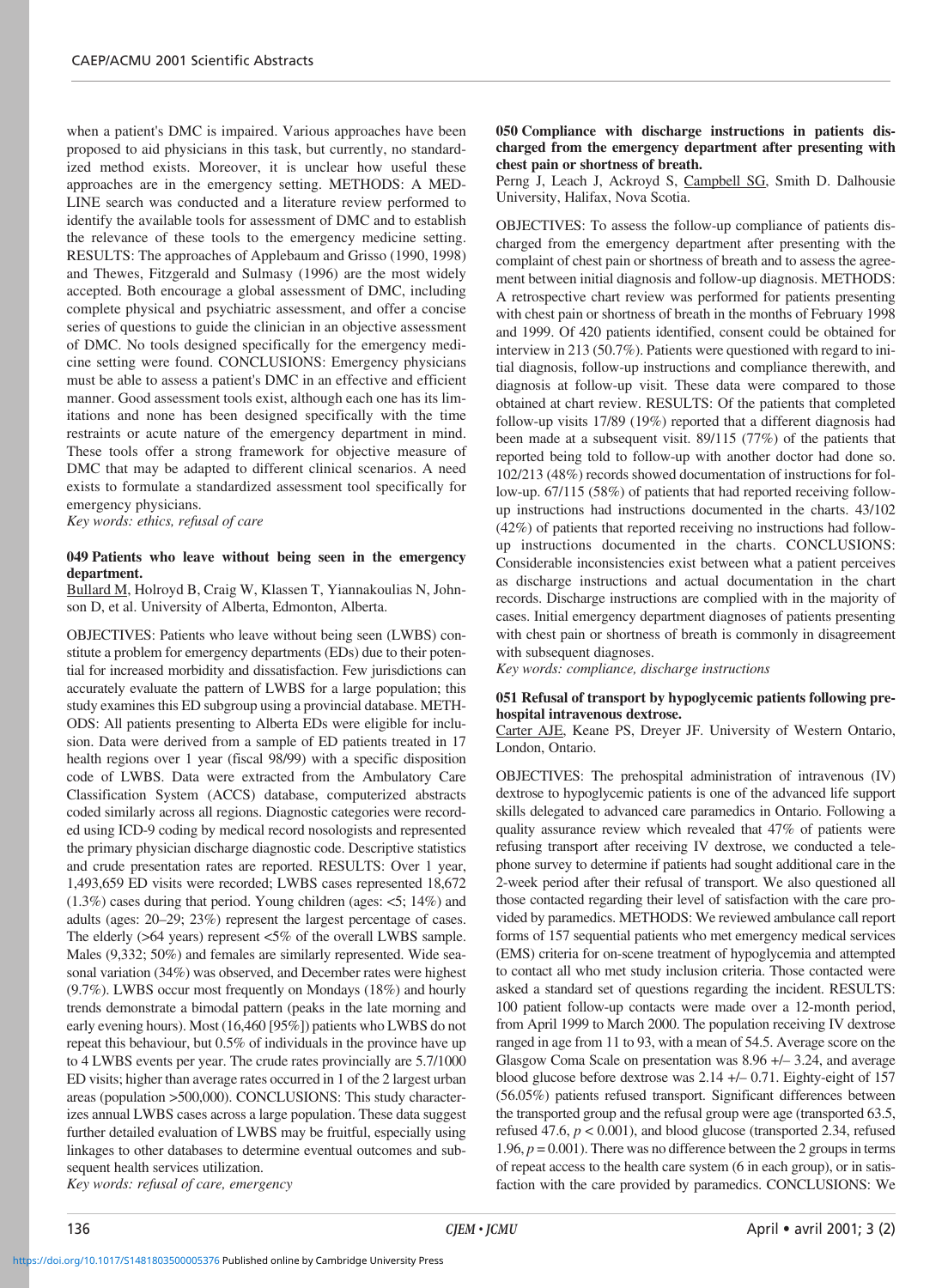when a patient's DMC is impaired. Various approaches have been proposed to aid physicians in this task, but currently, no standardized method exists. Moreover, it is unclear how useful these approaches are in the emergency setting. METHODS: A MEDLINE search was conducted and a literature review performed to identify the available tools for assessment of DMC and to establish the relevance of these tools to the emergency medicine setting. RESULTS: The approaches of Applebaum and Grisso (1990, 1998) and Thewes, Fitzgerald and Sulmasy (1996) are the most widely accepted. Both encourage a global assessment of DMC, including complete physical and psychiatric assessment, and offer a concise series of questions to guide the clinician in an objective assessment of DMC. No tools designed specifically for the emergency medicine setting were found. CONCLUSIONS: Emergency physicians must be able to assess a patient's DMC in an effective and efficient manner. Good assessment tools exist, although each one has its limitations and none has been designed specifically with the time restraints or acute nature of the emergency department in mind. These tools offer a strong framework for objective measure of DMC that may be adapted to different clinical scenarios. A need exists to formulate a standardized assessment tool specifically for emergency physicians.

*Key words: ethics, refusal of care*

### 049 Patients who leave without being seen in the emergency department.

Bullard M, Holroyd B, Craig W, Klassen T, Yiannakoulias N, Johnson D, et al. University of Alberta, Edmonton, Alberta.

OBJECTIVES: Patients who leave without being seen (LWBS) constitute a problem for emergency departments (EDs) due to their potential for increased morbidity and dissatisfaction. Few jurisdictions can accurately evaluate the pattern of LWBS for a large population; this study examines this ED subgroup using a provincial database. METHODS: All patients presenting to Alberta EDs were eligible for inclusion. Data were derived from a sample of ED patients treated in 17 health regions over 1 year (fiscal 98/99) with a specific disposition code of LWBS. Data were extracted from the Ambulatory Care Classification System (ACCS) database, computerized abstracts coded similarly across all regions. Diagnostic categories were recorded using ICD-9 coding by medical record nosologists and represented the primary physician discharge diagnostic code. Descriptive statistics and crude presentation rates are reported. RESULTS: Over 1 year, 1,493,659 ED visits were recorded; LWBS cases represented 18,672 (1.3%) cases during that period. Young children (ages: <5; 14%) and adults (ages: 20–29; 23%) represent the largest percentage of cases. The elderly (>64 years) represent <5% of the overall LWBS sample. Males (9,332; 50%) and females are similarly represented. Wide seasonal variation (34%) was observed, and December rates were highest (9.7%). LWBS occur most frequently on Mondays (18%) and hourly trends demonstrate a bimodal pattern (peaks in the late morning and early evening hours). Most (16,460 [95%]) patients who LWBS do not repeat this behaviour, but 0.5% of individuals in the province have up to 4 LWBS events per year. The crude rates provincially are 5.7/1000 ED visits; higher than average rates occurred in 1 of the 2 largest urban areas (population >500,000). CONCLUSIONS: This study characterizes annual LWBS cases across a large population. These data suggest further detailed evaluation of LWBS may be fruitful, especially using linkages to other databases to determine eventual outcomes and subsequent health services utilization.

*Key words: refusal of care, emergency*

### 050 Compliance with discharge instructions in patients discharged from the emergency department after presenting with chest pain or shortness of breath.

Perng J, Leach J, Ackroyd S, Campbell SG, Smith D. Dalhousie University, Halifax, Nova Scotia.

OBJECTIVES: To assess the follow-up compliance of patients discharged from the emergency department after presenting with the complaint of chest pain or shortness of breath and to assess the agreement between initial diagnosis and follow-up diagnosis. METHODS: A retrospective chart review was performed for patients presenting with chest pain or shortness of breath in the months of February 1998 and 1999. Of 420 patients identified, consent could be obtained for interview in 213 (50.7%). Patients were questioned with regard to initial diagnosis, follow-up instructions and compliance therewith, and diagnosis at follow-up visit. These data were compared to those obtained at chart review. RESULTS: Of the patients that completed follow-up visits 17/89 (19%) reported that a different diagnosis had been made at a subsequent visit. 89/115 (77%) of the patients that reported being told to follow-up with another doctor had done so. 102/213 (48%) records showed documentation of instructions for follow-up. 67/115 (58%) of patients that had reported receiving follow-up instructions had instructions documented in the charts. 43/102 (42%) of patients that reported receiving no instructions had follow-up instructions documented in the charts. CONCLUSIONS: Considerable inconsistencies exist between what a patient perceives as discharge instructions and actual documentation in the chart records. Discharge instructions are complied with in the majority of cases. Initial emergency department diagnoses of patients presenting with chest pain or shortness of breath is commonly in disagreement with subsequent diagnoses.

*Key words: compliance, discharge instructions*

### 051 Refusal of transport by hypoglycemic patients following prehospital intravenous dextrose.

Carter AJE, Keane PS, Dreyer JF. University of Western Ontario, London, Ontario.

OBJECTIVES: The prehospital administration of intravenous (IV) dextrose to hypoglycemic patients is one of the advanced life support skills delegated to advanced care paramedics in Ontario. Following a quality assurance review which revealed that 47% of patients were refusing transport after receiving IV dextrose, we conducted a telephone survey to determine if patients had sought additional care in the 2-week period after their refusal of transport. We also questioned all those contacted regarding their level of satisfaction with the care provided by paramedics. METHODS: We reviewed ambulance call report forms of 157 sequential patients who met emergency medical services (EMS) criteria for on-scene treatment of hypoglycemia and attempted to contact all who met study inclusion criteria. Those contacted were asked a standard set of questions regarding the incident. RESULTS: 100 patient follow-up contacts were made over a 12-month period, from April 1999 to March 2000. The population receiving IV dextrose ranged in age from 11 to 93, with a mean of 54.5. Average score on the Glasgow Coma Scale on presentation was 8.96 +/– 3.24, and average blood glucose before dextrose was 2.14 +/– 0.71. Eighty-eight of 157 (56.05%) patients refused transport. Significant differences between the transported group and the refusal group were age (transported 63.5, refused 47.6, $p < 0.001$), and blood glucose (transported 2.34, refused 1.96, $p = 0.001$). There was no difference between the 2 groups in terms of repeat access to the health care system (6 in each group), or in satisfaction with the care provided by paramedics. CONCLUSIONS: We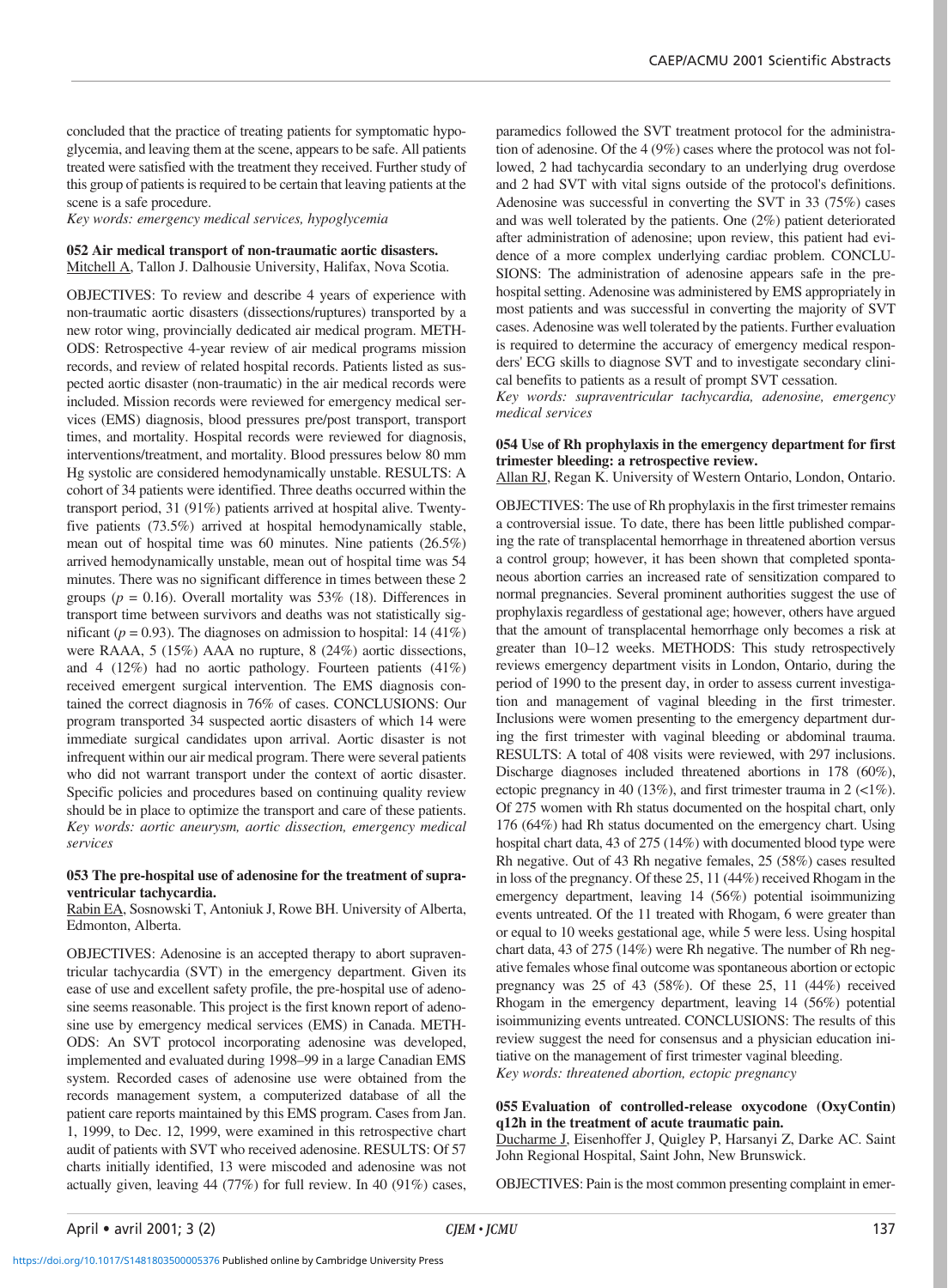concluded that the practice of treating patients for symptomatic hypoglycemia, and leaving them at the scene, appears to be safe. All patients treated were satisfied with the treatment they received. Further study of this group of patients is required to be certain that leaving patients at the scene is a safe procedure.

*Key words: emergency medical services, hypoglycemia*

**052 Air medical transport of non-traumatic aortic disasters.**
Mitchell A, Tallon J. Dalhousie University, Halifax, Nova Scotia.

OBJECTIVES: To review and describe 4 years of experience with non-traumatic aortic disasters (dissections/ruptures) transported by a new rotor wing, provincially dedicated air medical program. METHODS: Retrospective 4-year review of air medical programs mission records, and review of related hospital records. Patients listed as suspected aortic disaster (non-traumatic) in the air medical records were included. Mission records were reviewed for emergency medical services (EMS) diagnosis, blood pressures pre/post transport, transport times, and mortality. Hospital records were reviewed for diagnosis, interventions/treatment, and mortality. Blood pressures below 80 mm Hg systolic are considered hemodynamically unstable. RESULTS: A cohort of 34 patients were identified. Three deaths occurred within the transport period, 31 (91%) patients arrived at hospital alive. Twenty-five patients (73.5%) arrived at hospital hemodynamically stable, mean out of hospital time was 60 minutes. Nine patients (26.5%) arrived hemodynamically unstable, mean out of hospital time was 54 minutes. There was no significant difference in times between these 2 groups ($p = 0.16$). Overall mortality was 53% (18). Differences in transport time between survivors and deaths was not statistically significant ($p = 0.93$). The diagnoses on admission to hospital: 14 (41%) were RAAA, 5 (15%) AAA no rupture, 8 (24%) aortic dissections, and 4 (12%) had no aortic pathology. Fourteen patients (41%) received emergent surgical intervention. The EMS diagnosis contained the correct diagnosis in 76% of cases. CONCLUSIONS: Our program transported 34 suspected aortic disasters of which 14 were immediate surgical candidates upon arrival. Aortic disaster is not infrequent within our air medical program. There were several patients who did not warrant transport under the context of aortic disaster. Specific policies and procedures based on continuing quality review should be in place to optimize the transport and care of these patients.

*Key words: aortic aneurysm, aortic dissection, emergency medical services*

**053 The pre-hospital use of adenosine for the treatment of supraventricular tachycardia.**
Rabin EA, Sosnowski T, Antoniuk J, Rowe BH. University of Alberta, Edmonton, Alberta.

OBJECTIVES: Adenosine is an accepted therapy to abort supraventricular tachycardia (SVT) in the emergency department. Given its ease of use and excellent safety profile, the pre-hospital use of adenosine seems reasonable. This project is the first known report of adenosine use by emergency medical services (EMS) in Canada. METHODS: An SVT protocol incorporating adenosine was developed, implemented and evaluated during 1998–99 in a large Canadian EMS system. Recorded cases of adenosine use were obtained from the records management system, a computerized database of all the patient care reports maintained by this EMS program. Cases from Jan. 1, 1999, to Dec. 12, 1999, were examined in this retrospective chart audit of patients with SVT who received adenosine. RESULTS: Of 57 charts initially identified, 13 were miscoded and adenosine was not actually given, leaving 44 (77%) for full review. In 40 (91%) cases, paramedics followed the SVT treatment protocol for the administration of adenosine. Of the 4 (9%) cases where the protocol was not followed, 2 had tachycardia secondary to an underlying drug overdose and 2 had SVT with vital signs outside of the protocol's definitions. Adenosine was successful in converting the SVT in 33 (75%) cases and was well tolerated by the patients. One (2%) patient deteriorated after administration of adenosine; upon review, this patient had evidence of a more complex underlying cardiac problem. CONCLUSIONS: The administration of adenosine appears safe in the pre-hospital setting. Adenosine was administered by EMS appropriately in most patients and was successful in converting the majority of SVT cases. Adenosine was well tolerated by the patients. Further evaluation is required to determine the accuracy of emergency medical responders' ECG skills to diagnose SVT and to investigate secondary clinical benefits to patients as a result of prompt SVT cessation.

*Key words: supraventricular tachycardia, adenosine, emergency medical services*

**054 Use of Rh prophylaxis in the emergency department for first trimester bleeding: a retrospective review.**
Allan RJ, Regan K. University of Western Ontario, London, Ontario.

OBJECTIVES: The use of Rh prophylaxis in the first trimester remains a controversial issue. To date, there has been little published comparing the rate of transplacental hemorrhage in threatened abortion versus a control group; however, it has been shown that completed spontaneous abortion carries an increased rate of sensitization compared to normal pregnancies. Several prominent authorities suggest the use of prophylaxis regardless of gestational age; however, others have argued that the amount of transplacental hemorrhage only becomes a risk at greater than 10–12 weeks. METHODS: This study retrospectively reviews emergency department visits in London, Ontario, during the period of 1990 to the present day, in order to assess current investigation and management of vaginal bleeding in the first trimester. Inclusions were women presenting to the emergency department during the first trimester with vaginal bleeding or abdominal trauma. RESULTS: A total of 408 visits were reviewed, with 297 inclusions. Discharge diagnoses included threatened abortions in 178 (60%), ectopic pregnancy in 40 (13%), and first trimester trauma in 2 (<1%). Of 275 women with Rh status documented on the hospital chart, only 176 (64%) had Rh status documented on the emergency chart. Using hospital chart data, 43 of 275 (14%) with documented blood type were Rh negative. Out of 43 Rh negative females, 25 (58%) cases resulted in loss of the pregnancy. Of these 25, 11 (44%) received Rhogam in the emergency department, leaving 14 (56%) potential isoimmunizing events untreated. Of the 11 treated with Rhogam, 6 were greater than or equal to 10 weeks gestational age, while 5 were less. Using hospital chart data, 43 of 275 (14%) were Rh negative. The number of Rh negative females whose final outcome was spontaneous abortion or ectopic pregnancy was 25 of 43 (58%). Of these 25, 11 (44%) received Rhogam in the emergency department, leaving 14 (56%) potential isoimmunizing events untreated. CONCLUSIONS: The results of this review suggest the need for consensus and a physician education initiative on the management of first trimester vaginal bleeding.

*Key words: threatened abortion, ectopic pregnancy*

**055 Evaluation of controlled-release oxycodone (OxyContin) q12h in the treatment of acute traumatic pain.**
Ducharme J, Eisenhoffer J, Quigley P, Harsanyi Z, Darke AC. Saint John Regional Hospital, Saint John, New Brunswick.

OBJECTIVES: Pain is the most common presenting complaint in emer-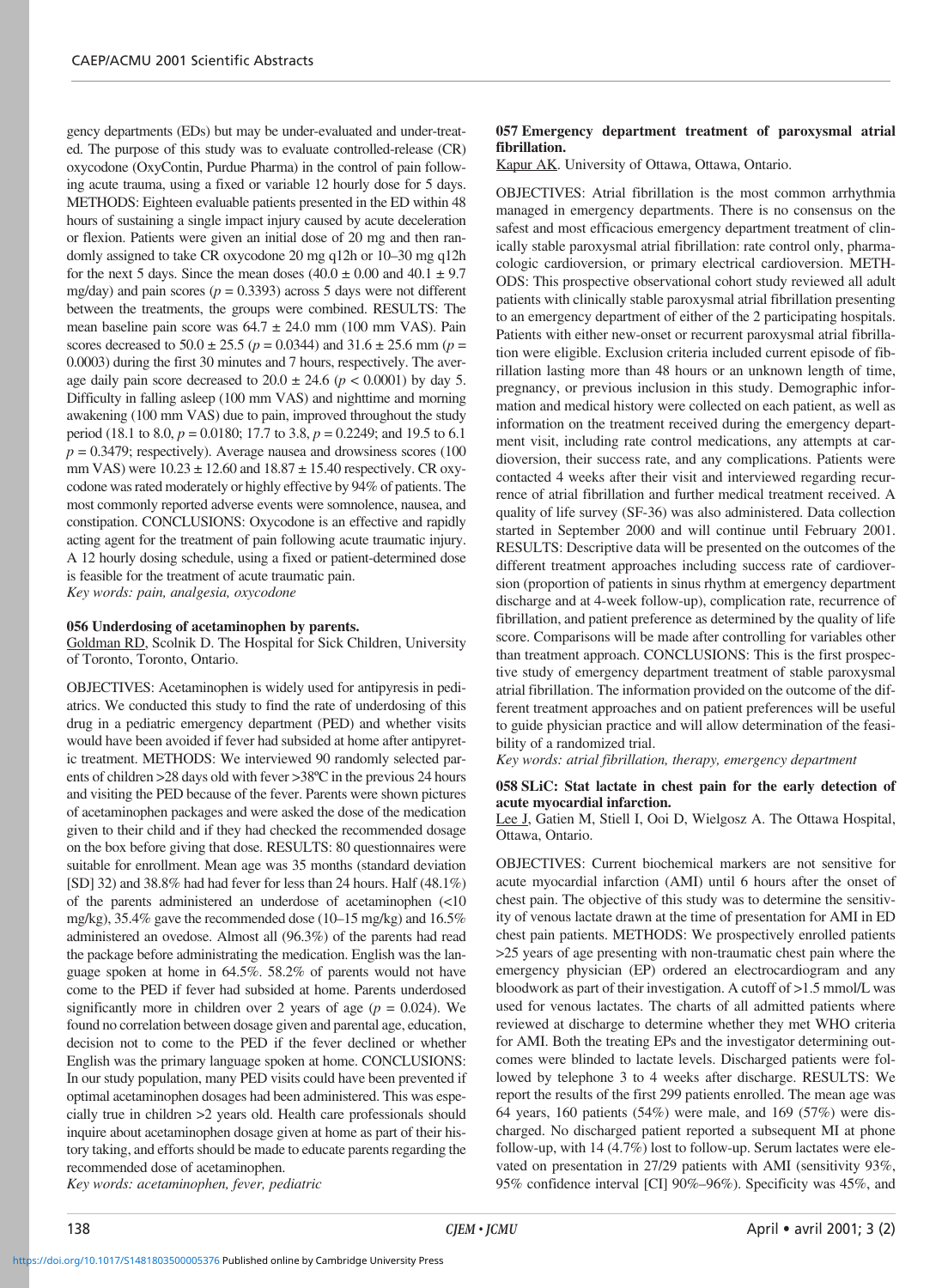gency departments (EDs) but may be under-evaluated and under-treated. The purpose of this study was to evaluate controlled-release (CR) oxycodone (OxyContin, Purdue Pharma) in the control of pain following acute trauma, using a fixed or variable 12 hourly dose for 5 days. METHODS: Eighteen evaluable patients presented in the ED within 48 hours of sustaining a single impact injury caused by acute deceleration or flexion. Patients were given an initial dose of 20 mg and then randomly assigned to take CR oxycodone 20 mg q12h or 10–30 mg q12h for the next 5 days. Since the mean doses (40.0 ± 0.00 and 40.1 ± 9.7 mg/day) and pain scores ($p = 0.3393$) across 5 days were not different between the treatments, the groups were combined. RESULTS: The mean baseline pain score was 64.7 ± 24.0 mm (100 mm VAS). Pain scores decreased to 50.0 ± 25.5 ($p = 0.0344$) and 31.6 ± 25.6 mm ($p = 0.0003$) during the first 30 minutes and 7 hours, respectively. The average daily pain score decreased to 20.0 ± 24.6 ($p < 0.0001$) by day 5. Difficulty in falling asleep (100 mm VAS) and nighttime and morning awakening (100 mm VAS) due to pain, improved throughout the study period (18.1 to 8.0, $p = 0.0180$; 17.7 to 3.8, $p = 0.2249$; and 19.5 to 6.1 $p = 0.3479$; respectively). Average nausea and drowsiness scores (100 mm VAS) were 10.23 ± 12.60 and 18.87 ± 15.40 respectively. CR oxycodone was rated moderately or highly effective by 94% of patients. The most commonly reported adverse events were somnolence, nausea, and constipation. CONCLUSIONS: Oxycodone is an effective and rapidly acting agent for the treatment of pain following acute traumatic injury. A 12 hourly dosing schedule, using a fixed or patient-determined dose is feasible for the treatment of acute traumatic pain.

*Key words: pain, analgesia, oxycodone*

### 056 Underdosing of acetaminophen by parents.

Goldman RD, Scolnik D. The Hospital for Sick Children, University of Toronto, Toronto, Ontario.

OBJECTIVES: Acetaminophen is widely used for antipyresis in pediatrics. We conducted this study to find the rate of underdosing of this drug in a pediatric emergency department (PED) and whether visits would have been avoided if fever had subsided at home after antipyretic treatment. METHODS: We interviewed 90 randomly selected parents of children >28 days old with fever >38°C in the previous 24 hours and visiting the PED because of the fever. Parents were shown pictures of acetaminophen packages and were asked the dose of the medication given to their child and if they had checked the recommended dosage on the box before giving that dose. RESULTS: 80 questionnaires were suitable for enrollment. Mean age was 35 months (standard deviation [SD] 32) and 38.8% had had fever for less than 24 hours. Half (48.1%) of the parents administered an underdose of acetaminophen (<10 mg/kg), 35.4% gave the recommended dose (10–15 mg/kg) and 16.5% administered an ovedose. Almost all (96.3%) of the parents had read the package before administrating the medication. English was the language spoken at home in 64.5%. 58.2% of parents would not have come to the PED if fever had subsided at home. Parents underdosed significantly more in children over 2 years of age ($p = 0.024$). We found no correlation between dosage given and parental age, education, decision not to come to the PED if the fever declined or whether English was the primary language spoken at home. CONCLUSIONS: In our study population, many PED visits could have been prevented if optimal acetaminophen dosages had been administered. This was especially true in children >2 years old. Health care professionals should inquire about acetaminophen dosage given at home as part of their history taking, and efforts should be made to educate parents regarding the recommended dose of acetaminophen.

*Key words: acetaminophen, fever, pediatric*

### 057 Emergency department treatment of paroxysmal atrial fibrillation.

Kapur AK. University of Ottawa, Ottawa, Ontario.

OBJECTIVES: Atrial fibrillation is the most common arrhythmia managed in emergency departments. There is no consensus on the safest and most efficacious emergency department treatment of clinically stable paroxysmal atrial fibrillation: rate control only, pharmacologic cardioversion, or primary electrical cardioversion. METHODS: This prospective observational cohort study reviewed all adult patients with clinically stable paroxysmal atrial fibrillation presenting to an emergency department of either of the 2 participating hospitals. Patients with either new-onset or recurrent paroxysmal atrial fibrillation were eligible. Exclusion criteria included current episode of fibrillation lasting more than 48 hours or an unknown length of time, pregnancy, or previous inclusion in this study. Demographic information and medical history were collected on each patient, as well as information on the treatment received during the emergency department visit, including rate control medications, any attempts at cardioversion, their success rate, and any complications. Patients were contacted 4 weeks after their visit and interviewed regarding recurrence of atrial fibrillation and further medical treatment received. A quality of life survey (SF-36) was also administered. Data collection started in September 2000 and will continue until February 2001. RESULTS: Descriptive data will be presented on the outcomes of the different treatment approaches including success rate of cardioversion (proportion of patients in sinus rhythm at emergency department discharge and at 4-week follow-up), complication rate, recurrence of fibrillation, and patient preference as determined by the quality of life score. Comparisons will be made after controlling for variables other than treatment approach. CONCLUSIONS: This is the first prospective study of emergency department treatment of stable paroxysmal atrial fibrillation. The information provided on the outcome of the different treatment approaches and on patient preferences will be useful to guide physician practice and will allow determination of the feasibility of a randomized trial.

*Key words: atrial fibrillation, therapy, emergency department*

### 058 SLiC: Stat lactate in chest pain for the early detection of acute myocardial infarction.

Lee J, Gatien M, Stiell I, Ooi D, Wielgosz A. The Ottawa Hospital, Ottawa, Ontario.

OBJECTIVES: Current biochemical markers are not sensitive for acute myocardial infarction (AMI) until 6 hours after the onset of chest pain. The objective of this study was to determine the sensitivity of venous lactate drawn at the time of presentation for AMI in ED chest pain patients. METHODS: We prospectively enrolled patients >25 years of age presenting with non-traumatic chest pain where the emergency physician (EP) ordered an electrocardiogram and any bloodwork as part of their investigation. A cutoff of >1.5 mmol/L was used for venous lactates. The charts of all admitted patients where reviewed at discharge to determine whether they met WHO criteria for AMI. Both the treating EPs and the investigator determining outcomes were blinded to lactate levels. Discharged patients were followed by telephone 3 to 4 weeks after discharge. RESULTS: We report the results of the first 299 patients enrolled. The mean age was 64 years, 160 patients (54%) were male, and 169 (57%) were discharged. No discharged patient reported a subsequent MI at phone follow-up, with 14 (4.7%) lost to follow-up. Serum lactates were elevated on presentation in 27/29 patients with AMI (sensitivity 93%, 95% confidence interval [CI] 90%–96%). Specificity was 45%, and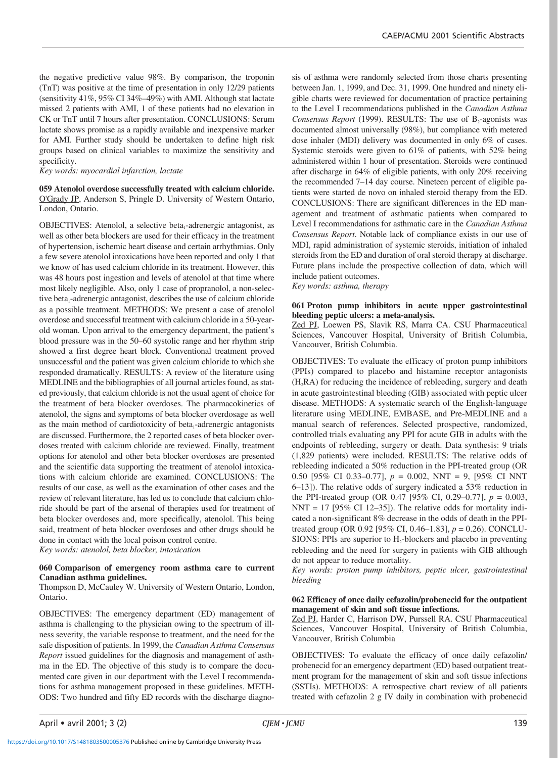the negative predictive value 98%. By comparison, the troponin (TnT) was positive at the time of presentation in only 12/29 patients (sensitivity 41%, 95% CI 34%–49%) with AMI. Although stat lactate missed 2 patients with AMI, 1 of these patients had no elevation in CK or TnT until 7 hours after presentation. CONCLUSIONS: Serum lactate shows promise as a rapidly available and inexpensive marker for AMI. Further study should be undertaken to define high risk groups based on clinical variables to maximize the sensitivity and specificity.

*Key words: myocardial infarction, lactate*

**059 Atenolol overdose successfully treated with calcium chloride.**
O'Grady JP, Anderson S, Pringle D. University of Western Ontario, London, Ontario.

OBJECTIVES: Atenolol, a selective $beta_1$-adrenergic antagonist, as well as other beta blockers are used for their efficacy in the treatment of hypertension, ischemic heart disease and certain arrhythmias. Only a few severe atenolol intoxications have been reported and only 1 that we know of has used calcium chloride in its treatment. However, this was 48 hours post ingestion and levels of atenolol at that time where most likely negligible. Also, only 1 case of propranolol, a non-selective $beta_1$-adrenergic antagonist, describes the use of calcium chloride as a possible treatment. METHODS: We present a case of atenolol overdose and successful treatment with calcium chloride in a 50-year-old woman. Upon arrival to the emergency department, the patient's blood pressure was in the 50–60 systolic range and her rhythm strip showed a first degree heart block. Conventional treatment proved unsuccessful and the patient was given calcium chloride to which she responded dramatically. RESULTS: A review of the literature using MEDLINE and the bibliographies of all journal articles found, as stated previously, that calcium chloride is not the usual agent of choice for the treatment of beta blocker overdoses. The pharmacokinetics of atenolol, the signs and symptoms of beta blocker overdosage as well as the main method of cardiotoxicity of $beta_1$-adrenergic antagonists are discussed. Furthermore, the 2 reported cases of beta blocker overdoses treated with calcium chloride are reviewed. Finally, treatment options for atenolol and other beta blocker overdoses are presented and the scientific data supporting the treatment of atenolol intoxications with calcium chloride are examined. CONCLUSIONS: The results of our case, as well as the examination of other cases and the review of relevant literature, has led us to conclude that calcium chloride should be part of the arsenal of therapies used for treatment of beta blocker overdoses and, more specifically, atenolol. This being said, treatment of beta blocker overdoses and other drugs should be done in contact with the local poison control centre.

*Key words: atenolol, beta blocker, intoxication*

**060 Comparison of emergency room asthma care to current Canadian asthma guidelines.**
Thompson D, McCauley W. University of Western Ontario, London, Ontario.

OBJECTIVES: The emergency department (ED) management of asthma is challenging to the physician owing to the spectrum of illness severity, the variable response to treatment, and the need for the safe disposition of patients. In 1999, the *Canadian Asthma Consensus Report* issued guidelines for the diagnosis and management of asthma in the ED. The objective of this study is to compare the documented care given in our department with the Level I recommendations for asthma management proposed in these guidelines. METHODS: Two hundred and fifty ED records with the discharge diagnosis of asthma were randomly selected from those charts presenting between Jan. 1, 1999, and Dec. 31, 1999. One hundred and ninety eligible charts were reviewed for documentation of practice pertaining to the Level I recommendations published in the *Canadian Asthma Consensus Report* (1999). RESULTS: The use of $B_2$-agonists was documented almost universally (98%), but compliance with metered dose inhaler (MDI) delivery was documented in only 6% of cases. Systemic steroids were given to 61% of patients, with 52% being administered within 1 hour of presentation. Steroids were continued after discharge in 64% of eligible patients, with only 20% receiving the recommended 7–14 day course. Nineteen percent of eligible patients were started de novo on inhaled steroid therapy from the ED. CONCLUSIONS: There are significant differences in the ED management and treatment of asthmatic patients when compared to Level I recommendations for asthmatic care in the *Canadian Asthma Consensus Report*. Notable lack of compliance exists in our use of MDI, rapid administration of systemic steroids, initiation of inhaled steroids from the ED and duration of oral steroid therapy at discharge. Future plans include the prospective collection of data, which will include patient outcomes.

*Key words: asthma, therapy*

**061 Proton pump inhibitors in acute upper gastrointestinal bleeding peptic ulcers: a meta-analysis.**
Zed PJ, Loewen PS, Slavik RS, Marra CA. CSU Pharmaceutical Sciences, Vancouver Hospital, University of British Columbia, Vancouver, British Columbia.

OBJECTIVES: To evaluate the efficacy of proton pump inhibitors (PPIs) compared to placebo and histamine receptor antagonists ($H_2RA$) for reducing the incidence of rebleeding, surgery and death in acute gastrointestinal bleeding (GIB) associated with peptic ulcer disease. METHODS: A systematic search of the English-language literature using MEDLINE, EMBASE, and Pre-MEDLINE and a manual search of references. Selected prospective, randomized, controlled trials evaluating any PPI for acute GIB in adults with the endpoints of rebleeding, surgery or death. Data synthesis: 9 trials (1,829 patients) were included. RESULTS: The relative odds of rebleeding indicated a 50% reduction in the PPI-treated group (OR 0.50 [95% CI 0.33–0.77], $p$ = 0.002, NNT = 9, [95% CI NNT 6–13]). The relative odds of surgery indicated a 53% reduction in the PPI-treated group (OR 0.47 [95% CI, 0.29–0.77], $p$ = 0.003, NNT = 17 [95% CI 12–35]). The relative odds for mortality indicated a non-significant 8% decrease in the odds of death in the PPI-treated group (OR 0.92 [95% CI, 0.46–1.83], $p$ = 0.26). CONCLUSIONS: PPIs are superior to $H_2$-blockers and placebo in preventing rebleeding and the need for surgery in patients with GIB although do not appear to reduce mortality.

*Key words: proton pump inhibitors, peptic ulcer, gastrointestinal bleeding*

**062 Efficacy of once daily cefazolin/probenecid for the outpatient management of skin and soft tissue infections.**
Zed PJ, Harder C, Harrison DW, Purssell RA. CSU Pharmaceutical Sciences, Vancouver Hospital, University of British Columbia, Vancouver, British Columbia

OBJECTIVES: To evaluate the efficacy of once daily cefazolin/probenecid for an emergency department (ED) based outpatient treatment program for the management of skin and soft tissue infections (SSTIs). METHODS: A retrospective chart review of all patients treated with cefazolin 2 g IV daily in combination with probenecid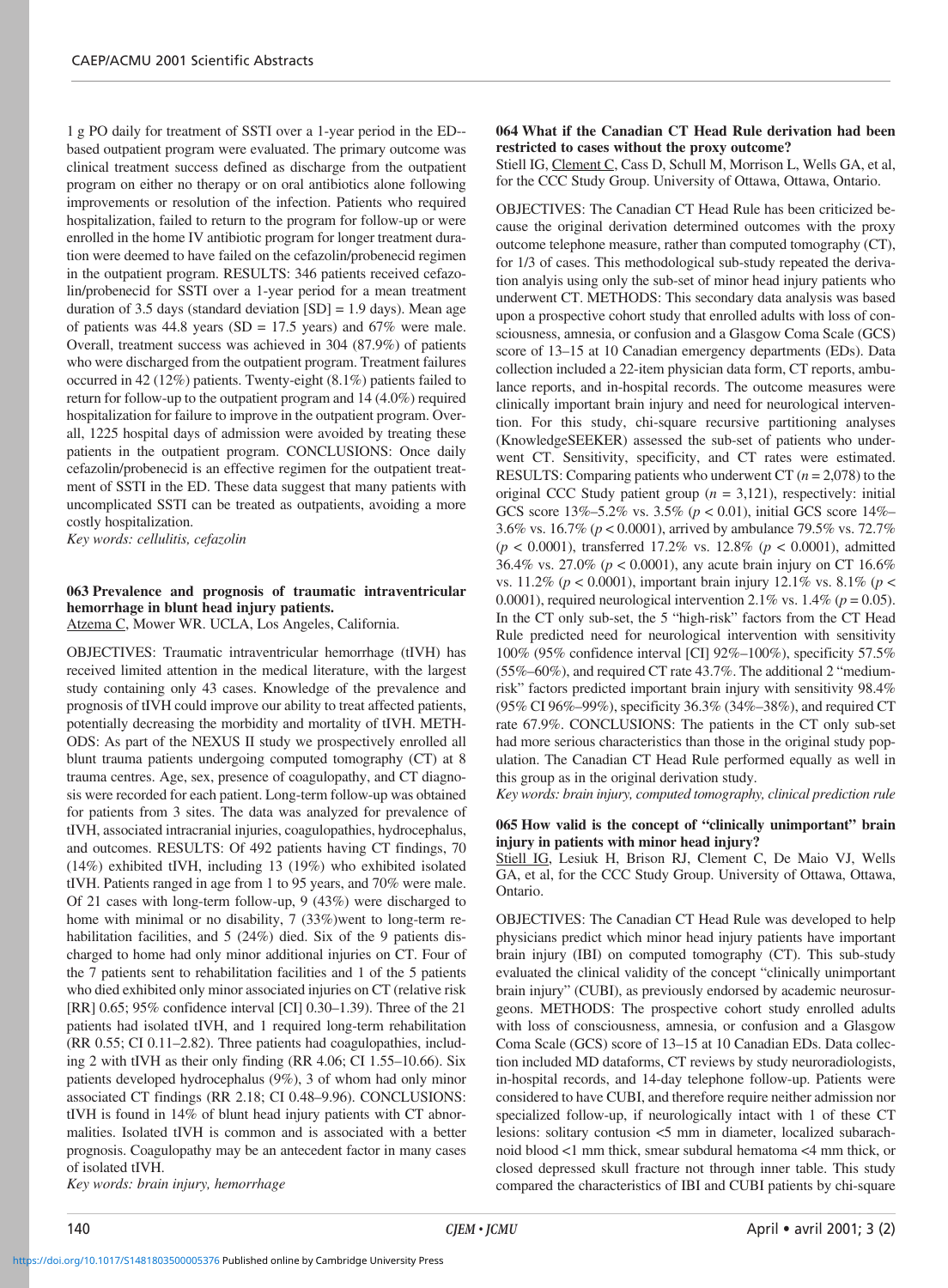1 g PO daily for treatment of SSTI over a 1-year period in the ED--based outpatient program were evaluated. The primary outcome was clinical treatment success defined as discharge from the outpatient program on either no therapy or on oral antibiotics alone following improvements or resolution of the infection. Patients who required hospitalization, failed to return to the program for follow-up or were enrolled in the home IV antibiotic program for longer treatment duration were deemed to have failed on the cefazolin/probenecid regimen in the outpatient program. RESULTS: 346 patients received cefazolin/probenecid for SSTI over a 1-year period for a mean treatment duration of 3.5 days (standard deviation [SD] = 1.9 days). Mean age of patients was 44.8 years (SD = 17.5 years) and 67% were male. Overall, treatment success was achieved in 304 (87.9%) of patients who were discharged from the outpatient program. Treatment failures occurred in 42 (12%) patients. Twenty-eight (8.1%) patients failed to return for follow-up to the outpatient program and 14 (4.0%) required hospitalization for failure to improve in the outpatient program. Overall, 1225 hospital days of admission were avoided by treating these patients in the outpatient program. CONCLUSIONS: Once daily cefazolin/probenecid is an effective regimen for the outpatient treatment of SSTI in the ED. These data suggest that many patients with uncomplicated SSTI can be treated as outpatients, avoiding a more costly hospitalization.

*Key words: cellulitis, cefazolin*

### 063 Prevalence and prognosis of traumatic intraventricular hemorrhage in blunt head injury patients.

Atzema C, Mower WR. UCLA, Los Angeles, California.

OBJECTIVES: Traumatic intraventricular hemorrhage (tIVH) has received limited attention in the medical literature, with the largest study containing only 43 cases. Knowledge of the prevalence and prognosis of tIVH could improve our ability to treat affected patients, potentially decreasing the morbidity and mortality of tIVH. METHODS: As part of the NEXUS II study we prospectively enrolled all blunt trauma patients undergoing computed tomography (CT) at 8 trauma centres. Age, sex, presence of coagulopathy, and CT diagnosis were recorded for each patient. Long-term follow-up was obtained for patients from 3 sites. The data was analyzed for prevalence of tIVH, associated intracranial injuries, coagulopathies, hydrocephalus, and outcomes. RESULTS: Of 492 patients having CT findings, 70 (14%) exhibited tIVH, including 13 (19%) who exhibited isolated tIVH. Patients ranged in age from 1 to 95 years, and 70% were male. Of 21 cases with long-term follow-up, 9 (43%) were discharged to home with minimal or no disability, 7 (33%)went to long-term rehabilitation facilities, and 5 (24%) died. Six of the 9 patients discharged to home had only minor additional injuries on CT. Four of the 7 patients sent to rehabilitation facilities and 1 of the 5 patients who died exhibited only minor associated injuries on CT (relative risk [RR] 0.65; 95% confidence interval [CI] 0.30–1.39). Three of the 21 patients had isolated tIVH, and 1 required long-term rehabilitation (RR 0.55; CI 0.11–2.82). Three patients had coagulopathies, including 2 with tIVH as their only finding (RR 4.06; CI 1.55–10.66). Six patients developed hydrocephalus (9%), 3 of whom had only minor associated CT findings (RR 2.18; CI 0.48–9.96). CONCLUSIONS: tIVH is found in 14% of blunt head injury patients with CT abnormalities. Isolated tIVH is common and is associated with a better prognosis. Coagulopathy may be an antecedent factor in many cases of isolated tIVH.

*Key words: brain injury, hemorrhage*

### 064 What if the Canadian CT Head Rule derivation had been restricted to cases without the proxy outcome?

Stiell IG, Clement C, Cass D, Schull M, Morrison L, Wells GA, et al, for the CCC Study Group. University of Ottawa, Ottawa, Ontario.

OBJECTIVES: The Canadian CT Head Rule has been criticized because the original derivation determined outcomes with the proxy outcome telephone measure, rather than computed tomography (CT), for 1/3 of cases. This methodological sub-study repeated the derivation analysis using only the sub-set of minor head injury patients who underwent CT. METHODS: This secondary data analysis was based upon a prospective cohort study that enrolled adults with loss of consciousness, amnesia, or confusion and a Glasgow Coma Scale (GCS) score of 13–15 at 10 Canadian emergency departments (EDs). Data collection included a 22-item physician data form, CT reports, ambulance reports, and in-hospital records. The outcome measures were clinically important brain injury and need for neurological intervention. For this study, chi-square recursive partitioning analyses (KnowledgeSEEKER) assessed the sub-set of patients who underwent CT. Sensitivity, specificity, and CT rates were estimated. RESULTS: Comparing patients who underwent CT ($n$ = 2,078) to the original CCC Study patient group ($n$ = 3,121), respectively: initial GCS score 13%–5.2% vs. 3.5% ($p$ < 0.01), initial GCS score 14%–3.6% vs. 16.7% ($p$ < 0.0001), arrived by ambulance 79.5% vs. 72.7% ($p$ < 0.0001), transferred 17.2% vs. 12.8% ($p$ < 0.0001), admitted 36.4% vs. 27.0% ($p$ < 0.0001), any acute brain injury on CT 16.6% vs. 11.2% ($p$ < 0.0001), important brain injury 12.1% vs. 8.1% ($p$ < 0.0001), required neurological intervention 2.1% vs. 1.4% ($p$ = 0.05). In the CT only sub-set, the 5 "high-risk" factors from the CT Head Rule predicted need for neurological intervention with sensitivity 100% (95% confidence interval [CI] 92%–100%), specificity 57.5% (55%–60%), and required CT rate 43.7%. The additional 2 "medium-risk" factors predicted important brain injury with sensitivity 98.4% (95% CI 96%–99%), specificity 36.3% (34%–38%), and required CT rate 67.9%. CONCLUSIONS: The patients in the CT only sub-set had more serious characteristics than those in the original study population. The Canadian CT Head Rule performed equally as well in this group as in the original derivation study.

*Key words: brain injury, computed tomography, clinical prediction rule*

### 065 How valid is the concept of "clinically unimportant" brain injury in patients with minor head injury?

Stiell IG, Lesiuk H, Brison RJ, Clement C, De Maio VJ, Wells GA, et al, for the CCC Study Group. University of Ottawa, Ottawa, Ontario.

OBJECTIVES: The Canadian CT Head Rule was developed to help physicians predict which minor head injury patients have important brain injury (IBI) on computed tomography (CT). This sub-study evaluated the clinical validity of the concept "clinically unimportant brain injury" (CUBI), as previously endorsed by academic neurosurgeons. METHODS: The prospective cohort study enrolled adults with loss of consciousness, amnesia, or confusion and a Glasgow Coma Scale (GCS) score of 13–15 at 10 Canadian EDs. Data collection included MD dataforms, CT reviews by study neuroradiologists, in-hospital records, and 14-day telephone follow-up. Patients were considered to have CUBI, and therefore require neither admission nor specialized follow-up, if neurologically intact with 1 of these CT lesions: solitary contusion <5 mm in diameter, localized subarachnoid blood <1 mm thick, smear subdural hematoma <4 mm thick, or closed depressed skull fracture not through inner table. This study compared the characteristics of IBI and CUBI patients by chi-square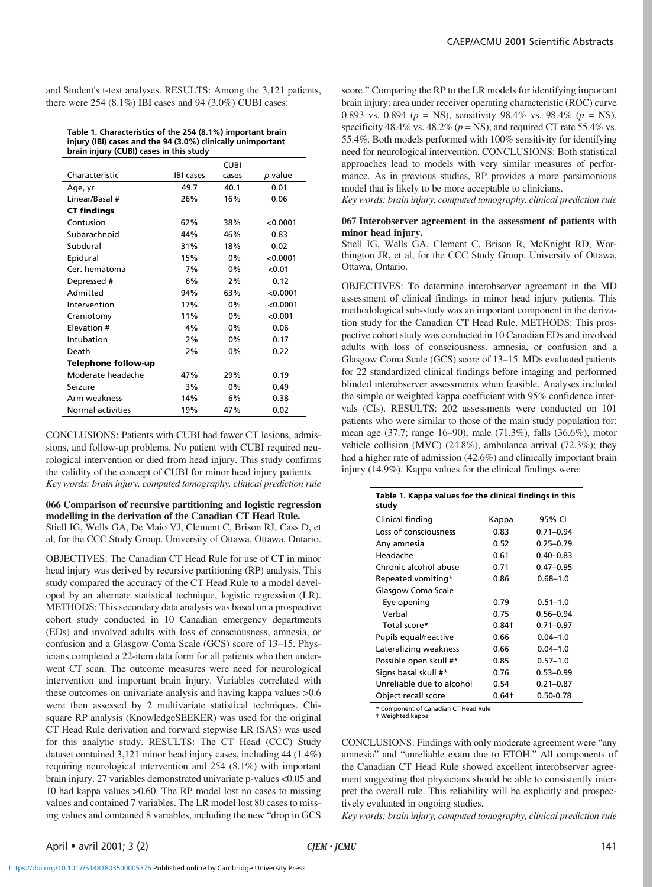and Student's t-test analyses. RESULTS: Among the 3,121 patients, there were 254 (8.1%) IBI cases and 94 (3.0%) CUBI cases:

**Table 1. Characteristics of the 254 (8.1%) important brain injury (IBI) cases and the 94 (3.0%) clinically unimportant brain injury (CUBI) cases in this study**

| Characteristic | IBI cases | CUBI cases | *p* value |
|---|---|---|---|
| Age, yr | 49.7 | 40.1 | 0.01 |
| Linear/Basal # | 26% | 16% | 0.06 |
| **CT findings** | | | |
| Contusion | 62% | 38% | <0.0001 |
| Subarachnoid | 44% | 46% | 0.83 |
| Subdural | 31% | 18% | 0.02 |
| Epidural | 15% | 0% | <0.0001 |
| Cer. hematoma | 7% | 0% | <0.01 |
| Depressed # | 6% | 2% | 0.12 |
| Admitted | 94% | 63% | <0.0001 |
| Intervention | 17% | 0% | <0.0001 |
| Craniotomy | 11% | 0% | <0.001 |
| Elevation # | 4% | 0% | 0.06 |
| Intubation | 2% | 0% | 0.17 |
| Death | 2% | 0% | 0.22 |
| **Telephone follow-up** | | | |
| Moderate headache | 47% | 29% | 0.19 |
| Seizure | 3% | 0% | 0.49 |
| Arm weakness | 14% | 6% | 0.38 |
| Normal activities | 19% | 47% | 0.02 |

CONCLUSIONS: Patients with CUBI had fewer CT lesions, admissions, and follow-up problems. No patient with CUBI required neurological intervention or died from head injury. This study confirms the validity of the concept of CUBI for minor head injury patients.

*Key words: brain injury, computed tomography, clinical prediction rule*

### 066 Comparison of recursive partitioning and logistic regression modelling in the derivation of the Canadian CT Head Rule.

Stiell IG, Wells GA, De Maio VJ, Clement C, Brison RJ, Cass D, et al, for the CCC Study Group. University of Ottawa, Ottawa, Ontario.

OBJECTIVES: The Canadian CT Head Rule for use of CT in minor head injury was derived by recursive partitioning (RP) analysis. This study compared the accuracy of the CT Head Rule to a model developed by an alternate statistical technique, logistic regression (LR). METHODS: This secondary data analysis was based on a prospective cohort study conducted in 10 Canadian emergency departments (EDs) and involved adults with loss of consciousness, amnesia, or confusion and a Glasgow Coma Scale (GCS) score of 13–15. Physicians completed a 22-item data form for all patients who then underwent CT scan. The outcome measures were need for neurological intervention and important brain injury. Variables correlated with these outcomes on univariate analysis and having kappa values >0.6 were then assessed by 2 multivariate statistical techniques. Chi-square RP analysis (KnowledgeSEEKER) was used for the original CT Head Rule derivation and forward stepwise LR (SAS) was used for this analytic study. RESULTS: The CT Head (CCC) Study dataset contained 3,121 minor head injury cases, including 44 (1.4%) requiring neurological intervention and 254 (8.1%) with important brain injury. 27 variables demonstrated univariate p-values <0.05 and 10 had kappa values >0.60. The RP model lost no cases to missing values and contained 7 variables. The LR model lost 80 cases to missing values and contained 8 variables, including the new "drop in GCS score." Comparing the RP to the LR models for identifying important brain injury: area under receiver operating characteristic (ROC) curve 0.893 vs. 0.894 ($p$ = NS), sensitivity 98.4% vs. 98.4% ($p$ = NS), specificity 48.4% vs. 48.2% ($p$ = NS), and required CT rate 55.4% vs. 55.4%. Both models performed with 100% sensitivity for identifying need for neurological intervention. CONCLUSIONS: Both statistical approaches lead to models with very similar measures of performance. As in previous studies, RP provides a more parsimonious model that is likely to be more acceptable to clinicians.

*Key words: brain injury, computed tomography, clinical prediction rule*

### 067 Interobserver agreement in the assessment of patients with minor head injury.

Stiell IG, Wells GA, Clement C, Brison R, McKnight RD, Worthington JR, et al, for the CCC Study Group. University of Ottawa, Ottawa, Ontario.

OBJECTIVES: To determine interobserver agreement in the MD assessment of clinical findings in minor head injury patients. This methodological sub-study was an important component in the derivation study for the Canadian CT Head Rule. METHODS: This prospective cohort study was conducted in 10 Canadian EDs and involved adults with loss of consciousness, amnesia, or confusion and a Glasgow Coma Scale (GCS) score of 13–15. MDs evaluated patients for 22 standardized clinical findings before imaging and performed blinded interobserver assessments when feasible. Analyses included the simple or weighted kappa coefficient with 95% confidence intervals (CIs). RESULTS: 202 assessments were conducted on 101 patients who were similar to those of the main study population for: mean age (37.7; range 16–90), male (71.3%), falls (36.6%), motor vehicle collision (MVC) (24.8%), ambulance arrival (72.3%); they had a higher rate of admission (42.6%) and clinically important brain injury (14.9%). Kappa values for the clinical findings were:

**Table 1. Kappa values for the clinical findings in this study**

| Clinical finding | Kappa | 95% CI |
|---|---|---|
| Loss of consciousness | 0.83 | 0.71–0.94 |
| Any amnesia | 0.52 | 0.25–0.79 |
| Headache | 0.61 | 0.40–0.83 |
| Chronic alcohol abuse | 0.71 | 0.47–0.95 |
| Repeated vomiting* | 0.86 | 0.68–1.0 |
| Glasgow Coma Scale | | |
| Eye opening | 0.79 | 0.51–1.0 |
| Verbal | 0.75 | 0.56–0.94 |
| Total score* | 0.84† | 0.71–0.97 |
| Pupils equal/reactive | 0.66 | 0.04–1.0 |
| Lateralizing weakness | 0.66 | 0.04–1.0 |
| Possible open skull #* | 0.85 | 0.57–1.0 |
| Signs basal skull #* | 0.76 | 0.53–0.99 |
| Unreliable due to alcohol | 0.54 | 0.21–0.87 |
| Object recall score | 0.64† | 0.50-0.78 |

\* Component of Canadian CT Head Rule
† Weighted kappa

CONCLUSIONS: Findings with only moderate agreement were "any amnesia" and "unreliable exam due to ETOH." All components of the Canadian CT Head Rule showed excellent interobserver agreement suggesting that physicians should be able to consistently interpret the overall rule. This reliability will be explicitly and prospectively evaluated in ongoing studies.

*Key words: brain injury, computed tomography, clinical prediction rule*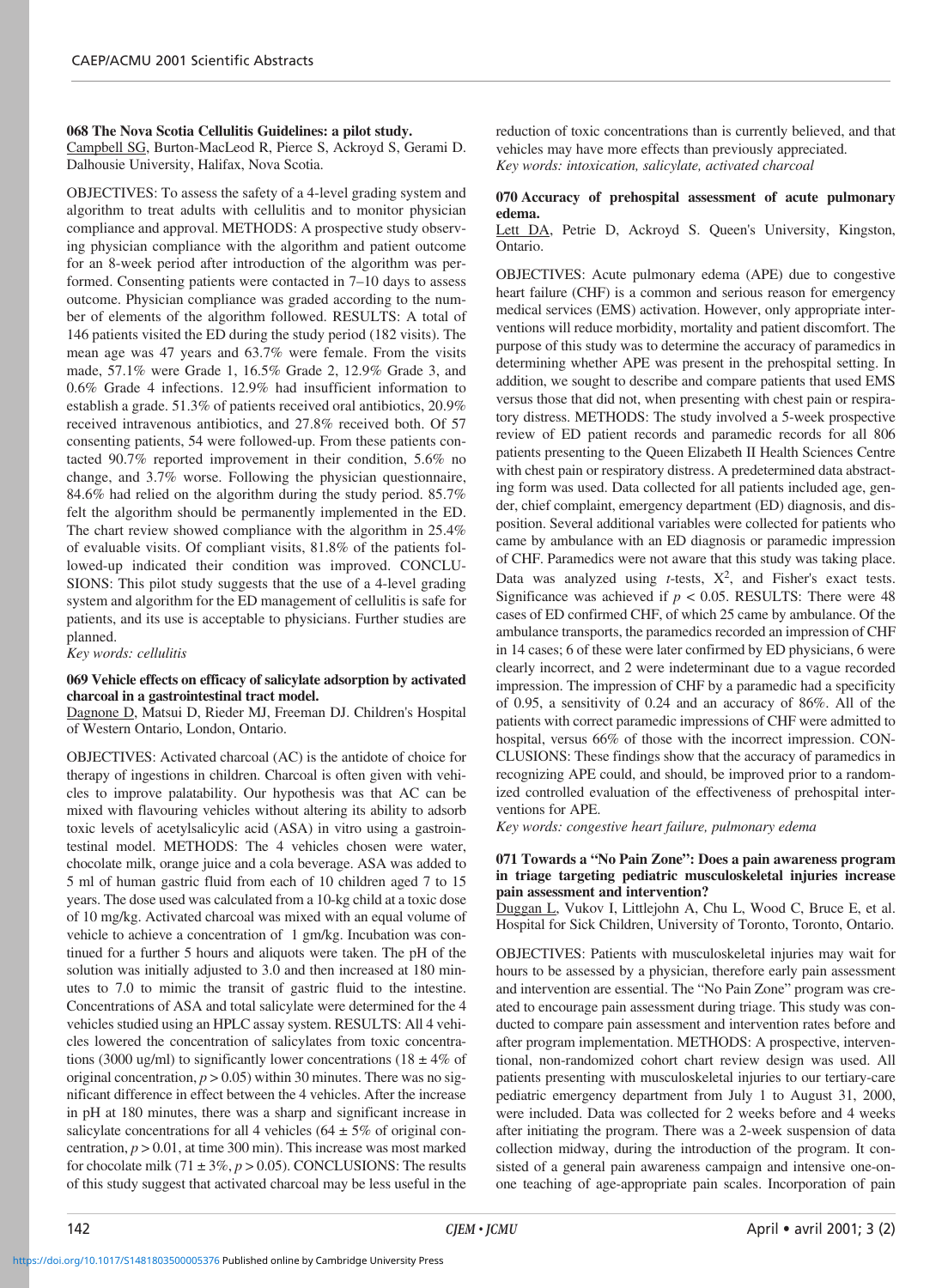### 068 The Nova Scotia Cellulitis Guidelines: a pilot study.

Campbell SG, Burton-MacLeod R, Pierce S, Ackroyd S, Gerami D. Dalhousie University, Halifax, Nova Scotia.

OBJECTIVES: To assess the safety of a 4-level grading system and algorithm to treat adults with cellulitis and to monitor physician compliance and approval. METHODS: A prospective study observing physician compliance with the algorithm and patient outcome for an 8-week period after introduction of the algorithm was performed. Consenting patients were contacted in 7–10 days to assess outcome. Physician compliance was graded according to the number of elements of the algorithm followed. RESULTS: A total of 146 patients visited the ED during the study period (182 visits). The mean age was 47 years and 63.7% were female. From the visits made, 57.1% were Grade 1, 16.5% Grade 2, 12.9% Grade 3, and 0.6% Grade 4 infections. 12.9% had insufficient information to establish a grade. 51.3% of patients received oral antibiotics, 20.9% received intravenous antibiotics, and 27.8% received both. Of 57 consenting patients, 54 were followed-up. From these patients contacted 90.7% reported improvement in their condition, 5.6% no change, and 3.7% worse. Following the physician questionnaire, 84.6% had relied on the algorithm during the study period. 85.7% felt the algorithm should be permanently implemented in the ED. The chart review showed compliance with the algorithm in 25.4% of evaluable visits. Of compliant visits, 81.8% of the patients followed-up indicated their condition was improved. CONCLUSIONS: This pilot study suggests that the use of a 4-level grading system and algorithm for the ED management of cellulitis is safe for patients, and its use is acceptable to physicians. Further studies are planned.

*Key words: cellulitis*

### 069 Vehicle effects on efficacy of salicylate adsorption by activated charcoal in a gastrointestinal tract model.

Dagnone D, Matsui D, Rieder MJ, Freeman DJ. Children's Hospital of Western Ontario, London, Ontario.

OBJECTIVES: Activated charcoal (AC) is the antidote of choice for therapy of ingestions in children. Charcoal is often given with vehicles to improve palatability. Our hypothesis was that AC can be mixed with flavouring vehicles without altering its ability to adsorb toxic levels of acetylsalicylic acid (ASA) in vitro using a gastrointestinal model. METHODS: The 4 vehicles chosen were water, chocolate milk, orange juice and a cola beverage. ASA was added to 5 ml of human gastric fluid from each of 10 children aged 7 to 15 years. The dose used was calculated from a 10-kg child at a toxic dose of 10 mg/kg. Activated charcoal was mixed with an equal volume of vehicle to achieve a concentration of 1 gm/kg. Incubation was continued for a further 5 hours and aliquots were taken. The pH of the solution was initially adjusted to 3.0 and then increased at 180 minutes to 7.0 to mimic the transit of gastric fluid to the intestine. Concentrations of ASA and total salicylate were determined for the 4 vehicles studied using an HPLC assay system. RESULTS: All 4 vehicles lowered the concentration of salicylates from toxic concentrations (3000 ug/ml) to significantly lower concentrations ($18 \pm 4\%$ of original concentration, $p > 0.05$) within 30 minutes. There was no significant difference in effect between the 4 vehicles. After the increase in pH at 180 minutes, there was a sharp and significant increase in salicylate concentrations for all 4 vehicles ($64 \pm 5\%$ of original concentration, $p > 0.01$, at time 300 min). This increase was most marked for chocolate milk ($71 \pm 3\%$, $p > 0.05$). CONCLUSIONS: The results of this study suggest that activated charcoal may be less useful in the reduction of toxic concentrations than is currently believed, and that vehicles may have more effects than previously appreciated.

*Key words: intoxication, salicylate, activated charcoal*

### 070 Accuracy of prehospital assessment of acute pulmonary edema.

Lett DA, Petrie D, Ackroyd S. Queen's University, Kingston, Ontario.

OBJECTIVES: Acute pulmonary edema (APE) due to congestive heart failure (CHF) is a common and serious reason for emergency medical services (EMS) activation. However, only appropriate interventions will reduce morbidity, mortality and patient discomfort. The purpose of this study was to determine the accuracy of paramedics in determining whether APE was present in the prehospital setting. In addition, we sought to describe and compare patients that used EMS versus those that did not, when presenting with chest pain or respiratory distress. METHODS: The study involved a 5-week prospective review of ED patient records and paramedic records for all 806 patients presenting to the Queen Elizabeth II Health Sciences Centre with chest pain or respiratory distress. A predetermined data abstracting form was used. Data collected for all patients included age, gender, chief complaint, emergency department (ED) diagnosis, and disposition. Several additional variables were collected for patients who came by ambulance with an ED diagnosis or paramedic impression of CHF. Paramedics were not aware that this study was taking place. Data was analyzed using $t$-tests, $X^2$, and Fisher's exact tests. Significance was achieved if $p < 0.05$. RESULTS: There were 48 cases of ED confirmed CHF, of which 25 came by ambulance. Of the ambulance transports, the paramedics recorded an impression of CHF in 14 cases; 6 of these were later confirmed by ED physicians, 6 were clearly incorrect, and 2 were indeterminant due to a vague recorded impression. The impression of CHF by a paramedic had a specificity of 0.95, a sensitivity of 0.24 and an accuracy of 86%. All of the patients with correct paramedic impressions of CHF were admitted to hospital, versus 66% of those with the incorrect impression. CONCLUSIONS: These findings show that the accuracy of paramedics in recognizing APE could, and should, be improved prior to a randomized controlled evaluation of the effectiveness of prehospital interventions for APE.

*Key words: congestive heart failure, pulmonary edema*

### 071 Towards a "No Pain Zone": Does a pain awareness program in triage targeting pediatric musculoskeletal injuries increase pain assessment and intervention?

Duggan L, Vukov I, Littlejohn A, Chu L, Wood C, Bruce E, et al. Hospital for Sick Children, University of Toronto, Toronto, Ontario.

OBJECTIVES: Patients with musculoskeletal injuries may wait for hours to be assessed by a physician, therefore early pain assessment and intervention are essential. The "No Pain Zone" program was created to encourage pain assessment during triage. This study was conducted to compare pain assessment and intervention rates before and after program implementation. METHODS: A prospective, interventional, non-randomized cohort chart review design was used. All patients presenting with musculoskeletal injuries to our tertiary-care pediatric emergency department from July 1 to August 31, 2000, were included. Data was collected for 2 weeks before and 4 weeks after initiating the program. There was a 2-week suspension of data collection midway, during the introduction of the program. It consisted of a general pain awareness campaign and intensive one-on-one teaching of age-appropriate pain scales. Incorporation of pain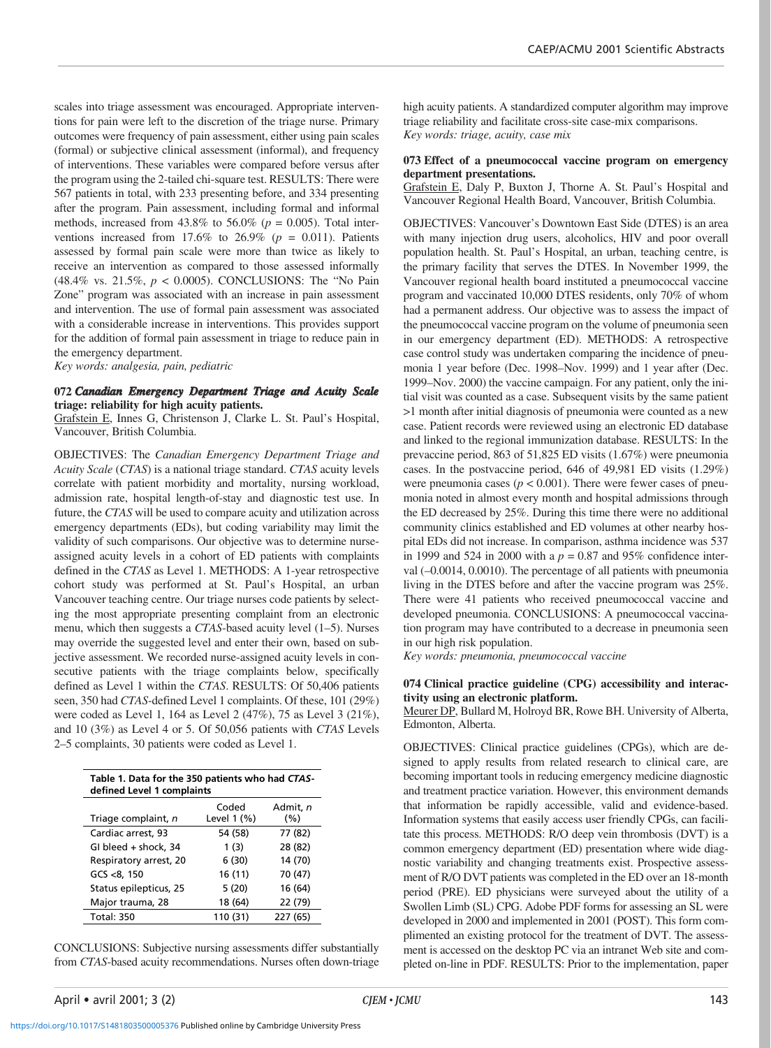scales into triage assessment was encouraged. Appropriate interventions for pain were left to the discretion of the triage nurse. Primary outcomes were frequency of pain assessment, either using pain scales (formal) or subjective clinical assessment (informal), and frequency of interventions. These variables were compared before versus after the program using the 2-tailed chi-square test. RESULTS: There were 567 patients in total, with 233 presenting before, and 334 presenting after the program. Pain assessment, including formal and informal methods, increased from 43.8% to 56.0% ($p = 0.005$). Total interventions increased from 17.6% to 26.9% ($p = 0.011$). Patients assessed by formal pain scale were more than twice as likely to receive an intervention as compared to those assessed informally (48.4% vs. 21.5%, $p < 0.0005$). CONCLUSIONS: The "No Pain Zone" program was associated with an increase in pain assessment and intervention. The use of formal pain assessment was associated with a considerable increase in interventions. This provides support for the addition of formal pain assessment in triage to reduce pain in the emergency department.

*Key words: analgesia, pain, pediatric*

### 072 *Canadian Emergency Department Triage and Acuity Scale* triage: reliability for high acuity patients.

Grafstein E, Innes G, Christenson J, Clarke L. St. Paul's Hospital, Vancouver, British Columbia.

OBJECTIVES: The *Canadian Emergency Department Triage and Acuity Scale* (*CTAS*) is a national triage standard. *CTAS* acuity levels correlate with patient morbidity and mortality, nursing workload, admission rate, hospital length-of-stay and diagnostic test use. In future, the *CTAS* will be used to compare acuity and utilization across emergency departments (EDs), but coding variability may limit the validity of such comparisons. Our objective was to determine nurse-assigned acuity levels in a cohort of ED patients with complaints defined in the *CTAS* as Level 1. METHODS: A 1-year retrospective cohort study was performed at St. Paul's Hospital, an urban Vancouver teaching centre. Our triage nurses code patients by selecting the most appropriate presenting complaint from an electronic menu, which then suggests a *CTAS*-based acuity level (1–5). Nurses may override the suggested level and enter their own, based on subjective assessment. We recorded nurse-assigned acuity levels in consecutive patients with the triage complaints below, specifically defined as Level 1 within the *CTAS*. RESULTS: Of 50,406 patients seen, 350 had *CTAS*-defined Level 1 complaints. Of these, 101 (29%) were coded as Level 1, 164 as Level 2 (47%), 75 as Level 3 (21%), and 10 (3%) as Level 4 or 5. Of 50,056 patients with *CTAS* Levels 2–5 complaints, 30 patients were coded as Level 1.

**Table 1. Data for the 350 patients who had *CTAS*-defined Level 1 complaints**

| Triage complaint, *n* | Coded Level 1 (%) | Admit, *n* (%) |
|---|---|---|
| Cardiac arrest, 93 | 54 (58) | 77 (82) |
| GI bleed + shock, 34 | 1 (3) | 28 (82) |
| Respiratory arrest, 20 | 6 (30) | 14 (70) |
| GCS <8, 150 | 16 (11) | 70 (47) |
| Status epilepticus, 25 | 5 (20) | 16 (64) |
| Major trauma, 28 | 18 (64) | 22 (79) |
| Total: 350 | 110 (31) | 227 (65) |

CONCLUSIONS: Subjective nursing assessments differ substantially from *CTAS*-based acuity recommendations. Nurses often down-triage high acuity patients. A standardized computer algorithm may improve triage reliability and facilitate cross-site case-mix comparisons.

*Key words: triage, acuity, case mix*

### 073 Effect of a pneumococcal vaccine program on emergency department presentations.

Grafstein E, Daly P, Buxton J, Thorne A. St. Paul's Hospital and Vancouver Regional Health Board, Vancouver, British Columbia.

OBJECTIVES: Vancouver's Downtown East Side (DTES) is an area with many injection drug users, alcoholics, HIV and poor overall population health. St. Paul's Hospital, an urban, teaching centre, is the primary facility that serves the DTES. In November 1999, the Vancouver regional health board instituted a pneumococcal vaccine program and vaccinated 10,000 DTES residents, only 70% of whom had a permanent address. Our objective was to assess the impact of the pneumococcal vaccine program on the volume of pneumonia seen in our emergency department (ED). METHODS: A retrospective case control study was undertaken comparing the incidence of pneumonia 1 year before (Dec. 1998–Nov. 1999) and 1 year after (Dec. 1999–Nov. 2000) the vaccine campaign. For any patient, only the initial visit was counted as a case. Subsequent visits by the same patient >1 month after initial diagnosis of pneumonia were counted as a new case. Patient records were reviewed using an electronic ED database and linked to the regional immunization database. RESULTS: In the prevaccine period, 863 of 51,825 ED visits (1.67%) were pneumonia cases. In the postvaccine period, 646 of 49,981 ED visits (1.29%) were pneumonia cases ($p < 0.001$). There were fewer cases of pneumonia noted in almost every month and hospital admissions through the ED decreased by 25%. During this time there were no additional community clinics established and ED volumes at other nearby hospital EDs did not increase. In comparison, asthma incidence was 537 in 1999 and 524 in 2000 with a $p = 0.87$ and 95% confidence interval (–0.0014, 0.0010). The percentage of all patients with pneumonia living in the DTES before and after the vaccine program was 25%. There were 41 patients who received pneumococcal vaccine and developed pneumonia. CONCLUSIONS: A pneumococcal vaccination program may have contributed to a decrease in pneumonia seen in our high risk population.

*Key words: pneumonia, pneumococcal vaccine*

### 074 Clinical practice guideline (CPG) accessibility and interactivity using an electronic platform.

Meurer DP, Bullard M, Holroyd BR, Rowe BH. University of Alberta, Edmonton, Alberta.

OBJECTIVES: Clinical practice guidelines (CPGs), which are designed to apply results from related research to clinical care, are becoming important tools in reducing emergency medicine diagnostic and treatment practice variation. However, this environment demands that information be rapidly accessible, valid and evidence-based. Information systems that easily access user friendly CPGs, can facilitate this process. METHODS: R/O deep vein thrombosis (DVT) is a common emergency department (ED) presentation where wide diagnostic variability and changing treatments exist. Prospective assessment of R/O DVT patients was completed in the ED over an 18-month period (PRE). ED physicians were surveyed about the utility of a Swollen Limb (SL) CPG. Adobe PDF forms for assessing an SL were developed in 2000 and implemented in 2001 (POST). This form complimented an existing protocol for the treatment of DVT. The assessment is accessed on the desktop PC via an intranet Web site and completed on-line in PDF. RESULTS: Prior to the implementation, paper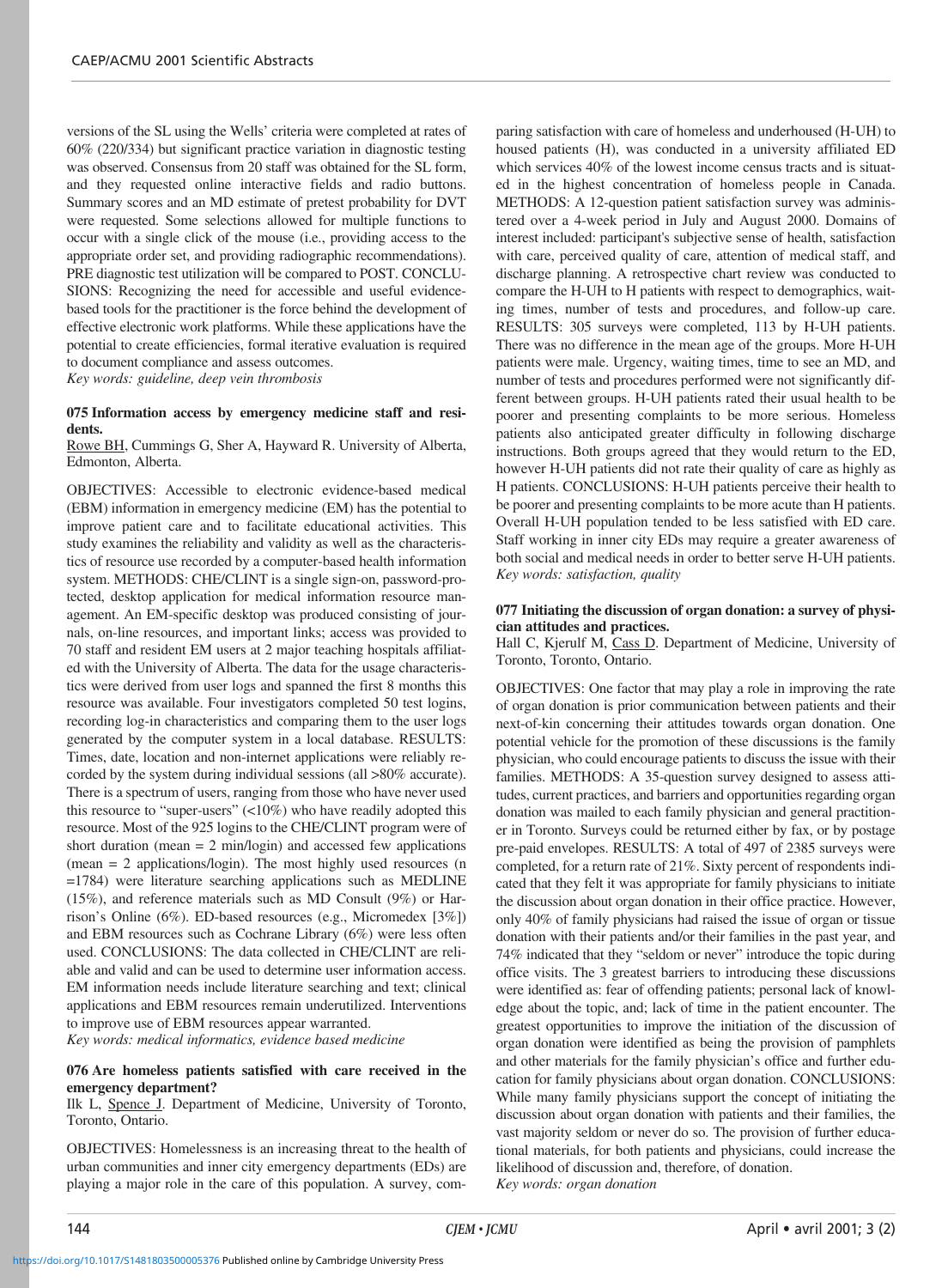versions of the SL using the Wells' criteria were completed at rates of 60% (220/334) but significant practice variation in diagnostic testing was observed. Consensus from 20 staff was obtained for the SL form, and they requested online interactive fields and radio buttons. Summary scores and an MD estimate of pretest probability for DVT were requested. Some selections allowed for multiple functions to occur with a single click of the mouse (i.e., providing access to the appropriate order set, and providing radiographic recommendations). PRE diagnostic test utilization will be compared to POST. CONCLUSIONS: Recognizing the need for accessible and useful evidence-based tools for the practitioner is the force behind the development of effective electronic work platforms. While these applications have the potential to create efficiencies, formal iterative evaluation is required to document compliance and assess outcomes.

*Key words: guideline, deep vein thrombosis*

### 075 Information access by emergency medicine staff and residents.

Rowe BH, Cummings G, Sher A, Hayward R. University of Alberta, Edmonton, Alberta.

OBJECTIVES: Accessible to electronic evidence-based medical (EBM) information in emergency medicine (EM) has the potential to improve patient care and to facilitate educational activities. This study examines the reliability and validity as well as the characteristics of resource use recorded by a computer-based health information system. METHODS: CHE/CLINT is a single sign-on, password-protected, desktop application for medical information resource management. An EM-specific desktop was produced consisting of journals, on-line resources, and important links; access was provided to 70 staff and resident EM users at 2 major teaching hospitals affiliated with the University of Alberta. The data for the usage characteristics were derived from user logs and spanned the first 8 months this resource was available. Four investigators completed 50 test logins, recording log-in characteristics and comparing them to the user logs generated by the computer system in a local database. RESULTS: Times, date, location and non-internet applications were reliably recorded by the system during individual sessions (all >80% accurate). There is a spectrum of users, ranging from those who have never used this resource to "super-users" (<10%) who have readily adopted this resource. Most of the 925 logins to the CHE/CLINT program were of short duration (mean = 2 min/login) and accessed few applications (mean = 2 applications/login). The most highly used resources (n =1784) were literature searching applications such as MEDLINE (15%), and reference materials such as MD Consult (9%) or Harrison's Online (6%). ED-based resources (e.g., Micromedex [3%]) and EBM resources such as Cochrane Library (6%) were less often used. CONCLUSIONS: The data collected in CHE/CLINT are reliable and valid and can be used to determine user information access. EM information needs include literature searching and text; clinical applications and EBM resources remain underutilized. Interventions to improve use of EBM resources appear warranted.

*Key words: medical informatics, evidence based medicine*

### 076 Are homeless patients satisfied with care received in the emergency department?

Ilk L, Spence J. Department of Medicine, University of Toronto, Toronto, Ontario.

OBJECTIVES: Homelessness is an increasing threat to the health of urban communities and inner city emergency departments (EDs) are playing a major role in the care of this population. A survey, comparing satisfaction with care of homeless and underhoused (H-UH) to housed patients (H), was conducted in a university affiliated ED which services 40% of the lowest income census tracts and is situated in the highest concentration of homeless people in Canada. METHODS: A 12-question patient satisfaction survey was administered over a 4-week period in July and August 2000. Domains of interest included: participant's subjective sense of health, satisfaction with care, perceived quality of care, attention of medical staff, and discharge planning. A retrospective chart review was conducted to compare the H-UH to H patients with respect to demographics, waiting times, number of tests and procedures, and follow-up care. RESULTS: 305 surveys were completed, 113 by H-UH patients. There was no difference in the mean age of the groups. More H-UH patients were male. Urgency, waiting times, time to see an MD, and number of tests and procedures performed were not significantly different between groups. H-UH patients rated their usual health to be poorer and presenting complaints to be more serious. Homeless patients also anticipated greater difficulty in following discharge instructions. Both groups agreed that they would return to the ED, however H-UH patients did not rate their quality of care as highly as H patients. CONCLUSIONS: H-UH patients perceive their health to be poorer and presenting complaints to be more acute than H patients. Overall H-UH population tended to be less satisfied with ED care. Staff working in inner city EDs may require a greater awareness of both social and medical needs in order to better serve H-UH patients.

*Key words: satisfaction, quality*

### 077 Initiating the discussion of organ donation: a survey of physician attitudes and practices.

Hall C, Kjerulf M, Cass D. Department of Medicine, University of Toronto, Toronto, Ontario.

OBJECTIVES: One factor that may play a role in improving the rate of organ donation is prior communication between patients and their next-of-kin concerning their attitudes towards organ donation. One potential vehicle for the promotion of these discussions is the family physician, who could encourage patients to discuss the issue with their families. METHODS: A 35-question survey designed to assess attitudes, current practices, and barriers and opportunities regarding organ donation was mailed to each family physician and general practitioner in Toronto. Surveys could be returned either by fax, or by postage pre-paid envelopes. RESULTS: A total of 497 of 2385 surveys were completed, for a return rate of 21%. Sixty percent of respondents indicated that they felt it was appropriate for family physicians to initiate the discussion about organ donation in their office practice. However, only 40% of family physicians had raised the issue of organ or tissue donation with their patients and/or their families in the past year, and 74% indicated that they "seldom or never" introduce the topic during office visits. The 3 greatest barriers to introducing these discussions were identified as: fear of offending patients; personal lack of knowledge about the topic, and; lack of time in the patient encounter. The greatest opportunities to improve the initiation of the discussion of organ donation were identified as being the provision of pamphlets and other materials for the family physician's office and further education for family physicians about organ donation. CONCLUSIONS: While many family physicians support the concept of initiating the discussion about organ donation with patients and their families, the vast majority seldom or never do so. The provision of further educational materials, for both patients and physicians, could increase the likelihood of discussion and, therefore, of donation.

*Key words: organ donation*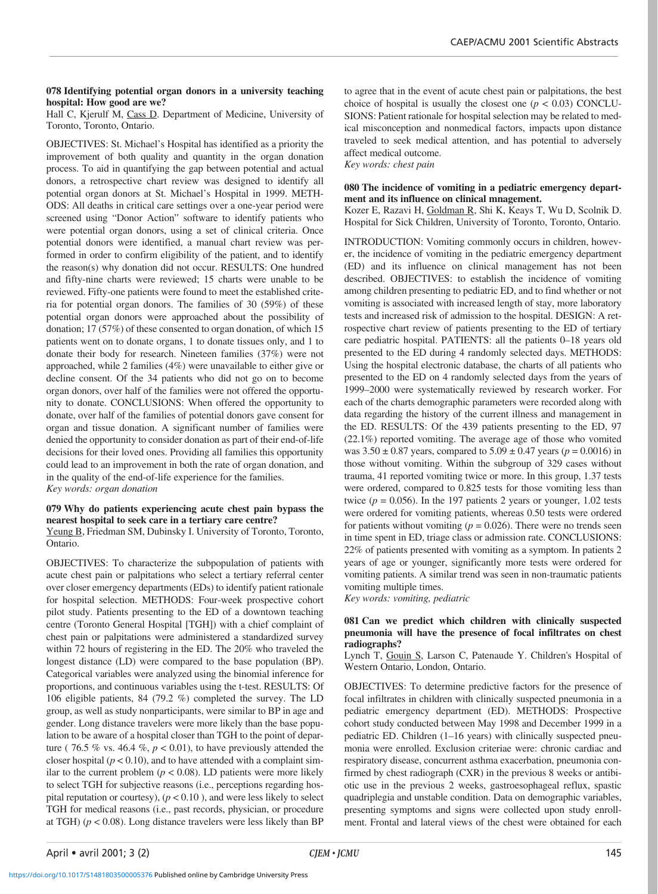### 078 Identifying potential organ donors in a university teaching hospital: How good are we?

Hall C, Kjerulf M, Cass D. Department of Medicine, University of Toronto, Toronto, Ontario.

OBJECTIVES: St. Michael's Hospital has identified as a priority the improvement of both quality and quantity in the organ donation process. To aid in quantifying the gap between potential and actual donors, a retrospective chart review was designed to identify all potential organ donors at St. Michael's Hospital in 1999. METHODS: All deaths in critical care settings over a one-year period were screened using "Donor Action" software to identify patients who were potential organ donors, using a set of clinical criteria. Once potential donors were identified, a manual chart review was performed in order to confirm eligibility of the patient, and to identify the reason(s) why donation did not occur. RESULTS: One hundred and fifty-nine charts were reviewed; 15 charts were unable to be reviewed. Fifty-one patients were found to meet the established criteria for potential organ donors. The families of 30 (59%) of these potential organ donors were approached about the possibility of donation; 17 (57%) of these consented to organ donation, of which 15 patients went on to donate organs, 1 to donate tissues only, and 1 to donate their body for research. Nineteen families (37%) were not approached, while 2 families (4%) were unavailable to either give or decline consent. Of the 34 patients who did not go on to become organ donors, over half of the families were not offered the opportunity to donate. CONCLUSIONS: When offered the opportunity to donate, over half of the families of potential donors gave consent for organ and tissue donation. A significant number of families were denied the opportunity to consider donation as part of their end-of-life decisions for their loved ones. Providing all families this opportunity could lead to an improvement in both the rate of organ donation, and in the quality of the end-of-life experience for the families.

*Key words: organ donation*

### 079 Why do patients experiencing acute chest pain bypass the nearest hospital to seek care in a tertiary care centre?

Yeung B, Friedman SM, Dubinsky I. University of Toronto, Toronto, Ontario.

OBJECTIVES: To characterize the subpopulation of patients with acute chest pain or palpitations who select a tertiary referral center over closer emergency departments (EDs) to identify patient rationale for hospital selection. METHODS: Four-week prospective cohort pilot study. Patients presenting to the ED of a downtown teaching centre (Toronto General Hospital [TGH]) with a chief complaint of chest pain or palpitations were administered a standardized survey within 72 hours of registering in the ED. The 20% who traveled the longest distance (LD) were compared to the base population (BP). Categorical variables were analyzed using the binomial inference for proportions, and continuous variables using the t-test. RESULTS: Of 106 eligible patients, 84 (79.2 %) completed the survey. The LD group, as well as study nonparticipants, were similar to BP in age and gender. Long distance travelers were more likely than the base population to be aware of a hospital closer than TGH to the point of departure ( 76.5 % vs. 46.4 %, $p < 0.01$), to have previously attended the closer hospital ($p < 0.10$), and to have attended with a complaint similar to the current problem ($p < 0.08$). LD patients were more likely to select TGH for subjective reasons (i.e., perceptions regarding hospital reputation or courtesy), ($p < 0.10$ ), and were less likely to select TGH for medical reasons (i.e., past records, physician, or procedure at TGH) ($p < 0.08$). Long distance travelers were less likely than BP to agree that in the event of acute chest pain or palpitations, the best choice of hospital is usually the closest one ($p < 0.03$) CONCLUSIONS: Patient rationale for hospital selection may be related to medical misconception and nonmedical factors, impacts upon distance traveled to seek medical attention, and has potential to adversely affect medical outcome.

*Key words: chest pain*

### 080 The incidence of vomiting in a pediatric emergency department and its influence on clinical mnagement.

Kozer E, Razavi H, Goldman R, Shi K, Keays T, Wu D, Scolnik D. Hospital for Sick Children, University of Toronto, Toronto, Ontario.

INTRODUCTION: Vomiting commonly occurs in children, however, the incidence of vomiting in the pediatric emergency department (ED) and its influence on clinical management has not been described. OBJECTIVES: to establish the incidence of vomiting among children presenting to pediatric ED, and to find whether or not vomiting is associated with increased length of stay, more laboratory tests and increased risk of admission to the hospital. DESIGN: A retrospective chart review of patients presenting to the ED of tertiary care pediatric hospital. PATIENTS: all the patients 0–18 years old presented to the ED during 4 randomly selected days. METHODS: Using the hospital electronic database, the charts of all patients who presented to the ED on 4 randomly selected days from the years of 1999–2000 were systematically reviewed by research worker. For each of the charts demographic parameters were recorded along with data regarding the history of the current illness and management in the ED. RESULTS: Of the 439 patients presenting to the ED, 97 (22.1%) reported vomiting. The average age of those who vomited was $3.50 \pm 0.87$ years, compared to $5.09 \pm 0.47$ years ($p = 0.0016$) in those without vomiting. Within the subgroup of 329 cases without trauma, 41 reported vomiting twice or more. In this group, 1.37 tests were ordered, compared to 0.825 tests for those vomiting less than twice ($p = 0.056$). In the 197 patients 2 years or younger, 1.02 tests were ordered for vomiting patients, whereas 0.50 tests were ordered for patients without vomiting ($p = 0.026$). There were no trends seen in time spent in ED, triage class or admission rate. CONCLUSIONS: 22% of patients presented with vomiting as a symptom. In patients 2 years of age or younger, significantly more tests were ordered for vomiting patients. A similar trend was seen in non-traumatic patients vomiting multiple times.

*Key words: vomiting, pediatric*

### 081 Can we predict which children with clinically suspected pneumonia will have the presence of focal infiltrates on chest radiographs?

Lynch T, Gouin S, Larson C, Patenaude Y. Children's Hospital of Western Ontario, London, Ontario.

OBJECTIVES: To determine predictive factors for the presence of focal infiltrates in children with clinically suspected pneumonia in a pediatric emergency department (ED). METHODS: Prospective cohort study conducted between May 1998 and December 1999 in a pediatric ED. Children (1–16 years) with clinically suspected pneumonia were enrolled. Exclusion criteriae were: chronic cardiac and respiratory disease, concurrent asthma exacerbation, pneumonia confirmed by chest radiograph (CXR) in the previous 8 weeks or antibiotic use in the previous 2 weeks, gastroesophageal reflux, spastic quadriplegia and unstable condition. Data on demographic variables, presenting symptoms and signs were collected upon study enrollment. Frontal and lateral views of the chest were obtained for each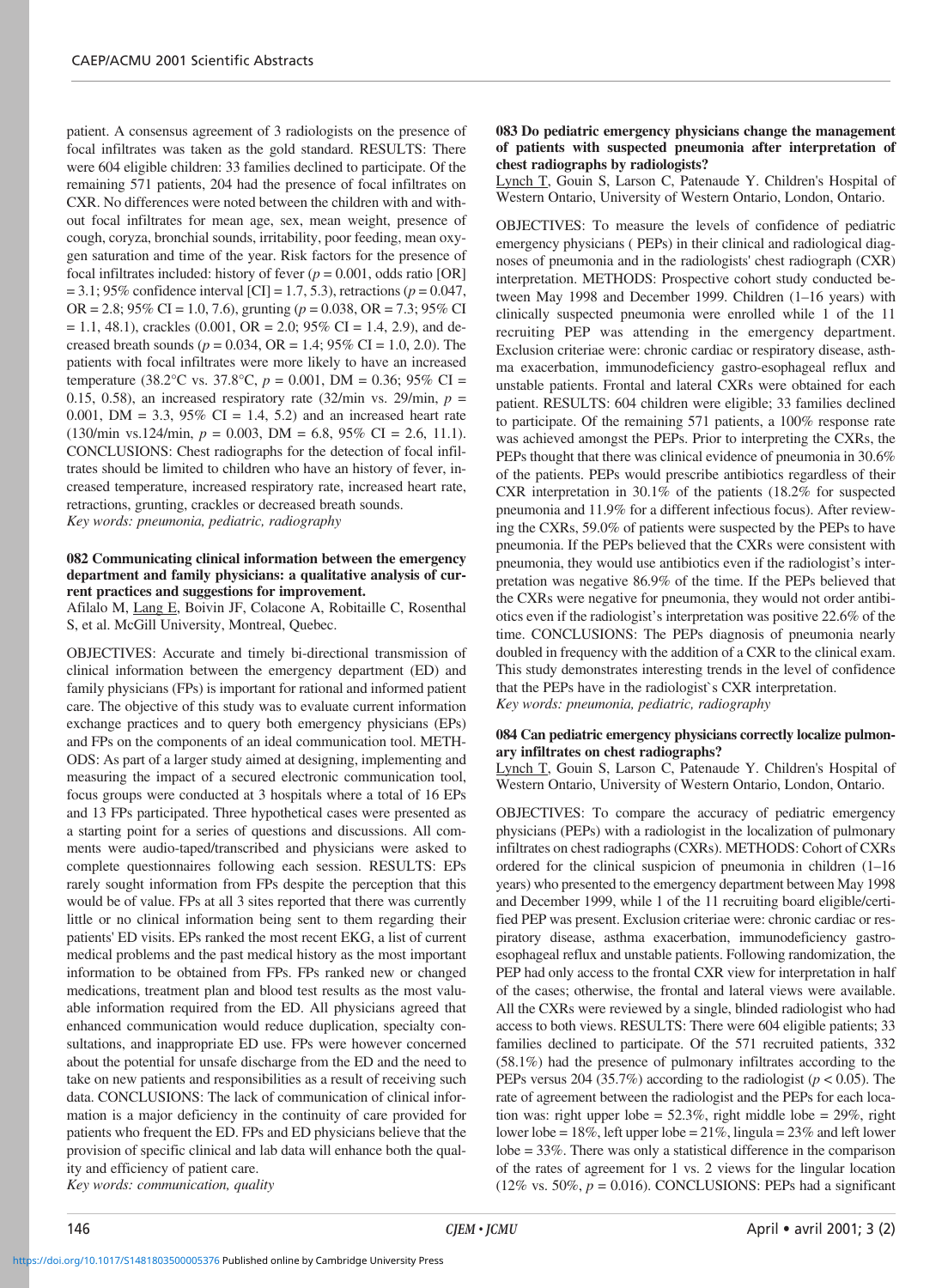patient. A consensus agreement of 3 radiologists on the presence of focal infiltrates was taken as the gold standard. RESULTS: There were 604 eligible children: 33 families declined to participate. Of the remaining 571 patients, 204 had the presence of focal infiltrates on CXR. No differences were noted between the children with and without focal infiltrates for mean age, sex, mean weight, presence of cough, coryza, bronchial sounds, irritability, poor feeding, mean oxygen saturation and time of the year. Risk factors for the presence of focal infiltrates included: history of fever ($p = 0.001$, odds ratio [OR] = 3.1; 95% confidence interval [CI] = 1.7, 5.3), retractions ($p = 0.047$, OR = 2.8; 95% CI = 1.0, 7.6), grunting ($p = 0.038$, OR = 7.3; 95% CI = 1.1, 48.1), crackles (0.001, OR = 2.0; 95% CI = 1.4, 2.9), and decreased breath sounds ($p = 0.034$, OR = 1.4; 95% CI = 1.0, 2.0). The patients with focal infiltrates were more likely to have an increased temperature (38.2°C vs. 37.8°C, $p = 0.001$, DM = 0.36; 95% CI = 0.15, 0.58), an increased respiratory rate (32/min vs. 29/min, $p = 0.001$, DM = 3.3, 95% CI = 1.4, 5.2) and an increased heart rate (130/min vs.124/min, $p = 0.003$, DM = 6.8, 95% CI = 2.6, 11.1). CONCLUSIONS: Chest radiographs for the detection of focal infiltrates should be limited to children who have an history of fever, increased temperature, increased respiratory rate, increased heart rate, retractions, grunting, crackles or decreased breath sounds.
*Key words: pneumonia, pediatric, radiography*

**082 Communicating clinical information between the emergency department and family physicians: a qualitative analysis of current practices and suggestions for improvement.**
Afilalo M, Lang E, Boivin JF, Colacone A, Robitaille C, Rosenthal S, et al. McGill University, Montreal, Quebec.

OBJECTIVES: Accurate and timely bi-directional transmission of clinical information between the emergency department (ED) and family physicians (FPs) is important for rational and informed patient care. The objective of this study was to evaluate current information exchange practices and to query both emergency physicians (EPs) and FPs on the components of an ideal communication tool. METHODS: As part of a larger study aimed at designing, implementing and measuring the impact of a secured electronic communication tool, focus groups were conducted at 3 hospitals where a total of 16 EPs and 13 FPs participated. Three hypothetical cases were presented as a starting point for a series of questions and discussions. All comments were audio-taped/transcribed and physicians were asked to complete questionnaires following each session. RESULTS: EPs rarely sought information from FPs despite the perception that this would be of value. FPs at all 3 sites reported that there was currently little or no clinical information being sent to them regarding their patients' ED visits. EPs ranked the most recent EKG, a list of current medical problems and the past medical history as the most important information to be obtained from FPs. FPs ranked new or changed medications, treatment plan and blood test results as the most valuable information required from the ED. All physicians agreed that enhanced communication would reduce duplication, specialty consultations, and inappropriate ED use. FPs were however concerned about the potential for unsafe discharge from the ED and the need to take on new patients and responsibilities as a result of receiving such data. CONCLUSIONS: The lack of communication of clinical information is a major deficiency in the continuity of care provided for patients who frequent the ED. FPs and ED physicians believe that the provision of specific clinical and lab data will enhance both the quality and efficiency of patient care.
*Key words: communication, quality*

**083 Do pediatric emergency physicians change the management of patients with suspected pneumonia after interpretation of chest radiographs by radiologists?**
Lynch T, Gouin S, Larson C, Patenaude Y. Children's Hospital of Western Ontario, University of Western Ontario, London, Ontario.

OBJECTIVES: To measure the levels of confidence of pediatric emergency physicians ( PEPs) in their clinical and radiological diagnoses of pneumonia and in the radiologists' chest radiograph (CXR) interpretation. METHODS: Prospective cohort study conducted between May 1998 and December 1999. Children (1–16 years) with clinically suspected pneumonia were enrolled while 1 of the 11 recruiting PEP was attending in the emergency department. Exclusion criteriae were: chronic cardiac or respiratory disease, asthma exacerbation, immunodeficiency gastro-esophageal reflux and unstable patients. Frontal and lateral CXRs were obtained for each patient. RESULTS: 604 children were eligible; 33 families declined to participate. Of the remaining 571 patients, a 100% response rate was achieved amongst the PEPs. Prior to interpreting the CXRs, the PEPs thought that there was clinical evidence of pneumonia in 30.6% of the patients. PEPs would prescribe antibiotics regardless of their CXR interpretation in 30.1% of the patients (18.2% for suspected pneumonia and 11.9% for a different infectious focus). After reviewing the CXRs, 59.0% of patients were suspected by the PEPs to have pneumonia. If the PEPs believed that the CXRs were consistent with pneumonia, they would use antibiotics even if the radiologist's interpretation was negative 86.9% of the time. If the PEPs believed that the CXRs were negative for pneumonia, they would not order antibiotics even if the radiologist's interpretation was positive 22.6% of the time. CONCLUSIONS: The PEPs diagnosis of pneumonia nearly doubled in frequency with the addition of a CXR to the clinical exam. This study demonstrates interesting trends in the level of confidence that the PEPs have in the radiologist`s CXR interpretation.
*Key words: pneumonia, pediatric, radiography*

**084 Can pediatric emergency physicians correctly localize pulmonary infiltrates on chest radiographs?**
Lynch T, Gouin S, Larson C, Patenaude Y. Children's Hospital of Western Ontario, University of Western Ontario, London, Ontario.

OBJECTIVES: To compare the accuracy of pediatric emergency physicians (PEPs) with a radiologist in the localization of pulmonary infiltrates on chest radiographs (CXRs). METHODS: Cohort of CXRs ordered for the clinical suspicion of pneumonia in children (1–16 years) who presented to the emergency department between May 1998 and December 1999, while 1 of the 11 recruiting board eligible/certified PEP was present. Exclusion criteriae were: chronic cardiac or respiratory disease, asthma exacerbation, immunodeficiency gastro-esophageal reflux and unstable patients. Following randomization, the PEP had only access to the frontal CXR view for interpretation in half of the cases; otherwise, the frontal and lateral views were available. All the CXRs were reviewed by a single, blinded radiologist who had access to both views. RESULTS: There were 604 eligible patients; 33 families declined to participate. Of the 571 recruited patients, 332 (58.1%) had the presence of pulmonary infiltrates according to the PEPs versus 204 (35.7%) according to the radiologist ($p < 0.05$). The rate of agreement between the radiologist and the PEPs for each location was: right upper lobe = 52.3%, right middle lobe = 29%, right lower lobe = 18%, left upper lobe = 21%, lingula = 23% and left lower lobe = 33%. There was only a statistical difference in the comparison of the rates of agreement for 1 vs. 2 views for the lingular location (12% vs. 50%, $p = 0.016$). CONCLUSIONS: PEPs had a significant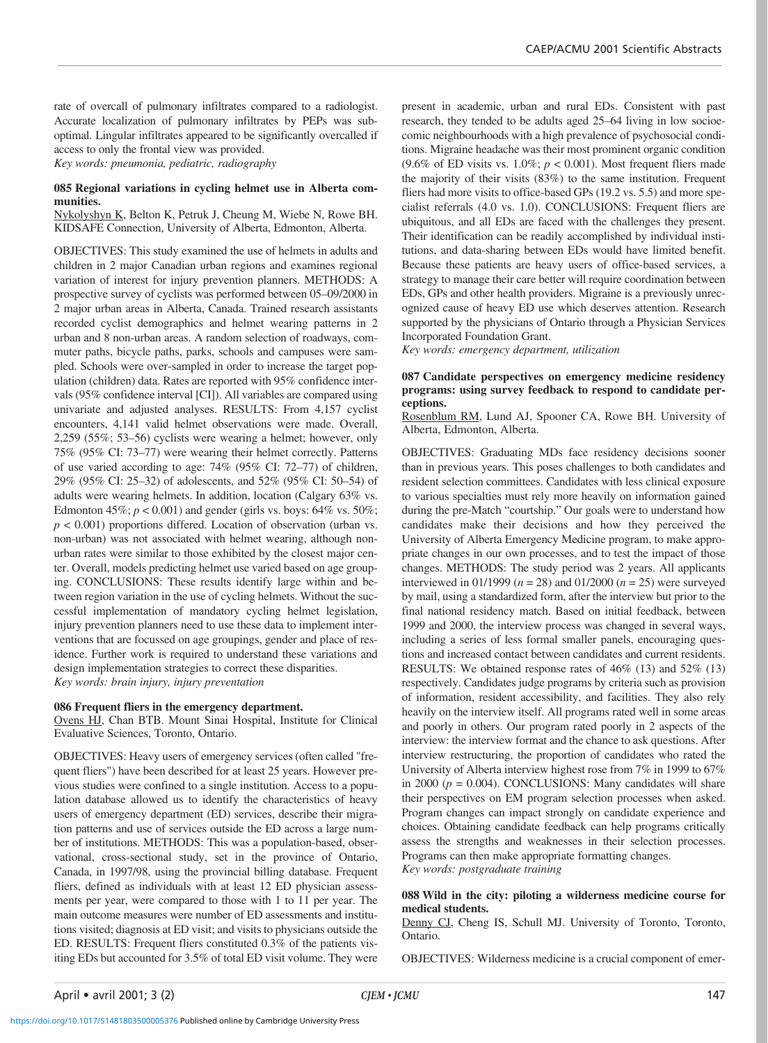rate of overcall of pulmonary infiltrates compared to a radiologist. Accurate localization of pulmonary infiltrates by PEPs was suboptimal. Lingular infiltrates appeared to be significantly overcalled if access to only the frontal view was provided.
*Key words: pneumonia, pediatric, radiography*

### 085 Regional variations in cycling helmet use in Alberta communities.

Nykolyshyn K, Belton K, Petruk J, Cheung M, Wiebe N, Rowe BH. KIDSAFE Connection, University of Alberta, Edmonton, Alberta.

OBJECTIVES: This study examined the use of helmets in adults and children in 2 major Canadian urban regions and examines regional variation of interest for injury prevention planners. METHODS: A prospective survey of cyclists was performed between 05–09/2000 in 2 major urban areas in Alberta, Canada. Trained research assistants recorded cyclist demographics and helmet wearing patterns in 2 urban and 8 non-urban areas. A random selection of roadways, commuter paths, bicycle paths, parks, schools and campuses were sampled. Schools were over-sampled in order to increase the target population (children) data. Rates are reported with 95% confidence intervals (95% confidence interval [CI]). All variables are compared using univariate and adjusted analyses. RESULTS: From 4,157 cyclist encounters, 4,141 valid helmet observations were made. Overall, 2,259 (55%; 53–56) cyclists were wearing a helmet; however, only 75% (95% CI: 73–77) were wearing their helmet correctly. Patterns of use varied according to age: 74% (95% CI: 72–77) of children, 29% (95% CI: 25–32) of adolescents, and 52% (95% CI: 50–54) of adults were wearing helmets. In addition, location (Calgary 63% vs. Edmonton 45%; $p < 0.001$) and gender (girls vs. boys: 64% vs. 50%; $p < 0.001$) proportions differed. Location of observation (urban vs. non-urban) was not associated with helmet wearing, although non-urban rates were similar to those exhibited by the closest major center. Overall, models predicting helmet use varied based on age grouping. CONCLUSIONS: These results identify large within and between region variation in the use of cycling helmets. Without the successful implementation of mandatory cycling helmet legislation, injury prevention planners need to use these data to implement interventions that are focussed on age groupings, gender and place of residence. Further work is required to understand these variations and design implementation strategies to correct these disparities.
*Key words: brain injury, injury prevention*

### 086 Frequent fliers in the emergency department.

Ovens HJ, Chan BTB. Mount Sinai Hospital, Institute for Clinical Evaluative Sciences, Toronto, Ontario.

OBJECTIVES: Heavy users of emergency services (often called "frequent fliers") have been described for at least 25 years. However previous studies were confined to a single institution. Access to a population database allowed us to identify the characteristics of heavy users of emergency department (ED) services, describe their migration patterns and use of services outside the ED across a large number of institutions. METHODS: This was a population-based, observational, cross-sectional study, set in the province of Ontario, Canada, in 1997/98, using the provincial billing database. Frequent fliers, defined as individuals with at least 12 ED physician assessments per year, were compared to those with 1 to 11 per year. The main outcome measures were number of ED assessments and institutions visited; diagnosis at ED visit; and visits to physicians outside the ED. RESULTS: Frequent fliers constituted 0.3% of the patients visiting EDs but accounted for 3.5% of total ED visit volume. They were present in academic, urban and rural EDs. Consistent with past research, they tended to be adults aged 25–64 living in low socioecomic neighbourhoods with a high prevalence of psychosocial conditions. Migraine headache was their most prominent organic condition (9.6% of ED visits vs. 1.0%; $p < 0.001$). Most frequent fliers made the majority of their visits (83%) to the same institution. Frequent fliers had more visits to office-based GPs (19.2 vs. 5.5) and more specialist referrals (4.0 vs. 1.0). CONCLUSIONS: Frequent fliers are ubiquitous, and all EDs are faced with the challenges they present. Their identification can be readily accomplished by individual institutions, and data-sharing between EDs would have limited benefit. Because these patients are heavy users of office-based services, a strategy to manage their care better will require coordination between EDs, GPs and other health providers. Migraine is a previously unrecognized cause of heavy ED use which deserves attention. Research supported by the physicians of Ontario through a Physician Services Incorporated Foundation Grant.
*Key words: emergency department, utilization*

### 087 Candidate perspectives on emergency medicine residency programs: using survey feedback to respond to candidate perceptions.

Rosenblum RM, Lund AJ, Spooner CA, Rowe BH. University of Alberta, Edmonton, Alberta.

OBJECTIVES: Graduating MDs face residency decisions sooner than in previous years. This poses challenges to both candidates and resident selection committees. Candidates with less clinical exposure to various specialties must rely more heavily on information gained during the pre-Match "courtship." Our goals were to understand how candidates make their decisions and how they perceived the University of Alberta Emergency Medicine program, to make appropriate changes in our own processes, and to test the impact of those changes. METHODS: The study period was 2 years. All applicants interviewed in 01/1999 ($n = 28$) and 01/2000 ($n = 25$) were surveyed by mail, using a standardized form, after the interview but prior to the final national residency match. Based on initial feedback, between 1999 and 2000, the interview process was changed in several ways, including a series of less formal smaller panels, encouraging questions and increased contact between candidates and current residents. RESULTS: We obtained response rates of 46% (13) and 52% (13) respectively. Candidates judge programs by criteria such as provision of information, resident accessibility, and facilities. They also rely heavily on the interview itself. All programs rated well in some areas and poorly in others. Our program rated poorly in 2 aspects of the interview: the interview format and the chance to ask questions. After interview restructuring, the proportion of candidates who rated the University of Alberta interview highest rose from 7% in 1999 to 67% in 2000 ($p = 0.004$). CONCLUSIONS: Many candidates will share their perspectives on EM program selection processes when asked. Program changes can impact strongly on candidate experience and choices. Obtaining candidate feedback can help programs critically assess the strengths and weaknesses in their selection processes. Programs can then make appropriate formatting changes.
*Key words: postgraduate training*

### 088 Wild in the city: piloting a wilderness medicine course for medical students.

Denny CJ, Cheng IS, Schull MJ. University of Toronto, Toronto, Ontario.

OBJECTIVES: Wilderness medicine is a crucial component of emer-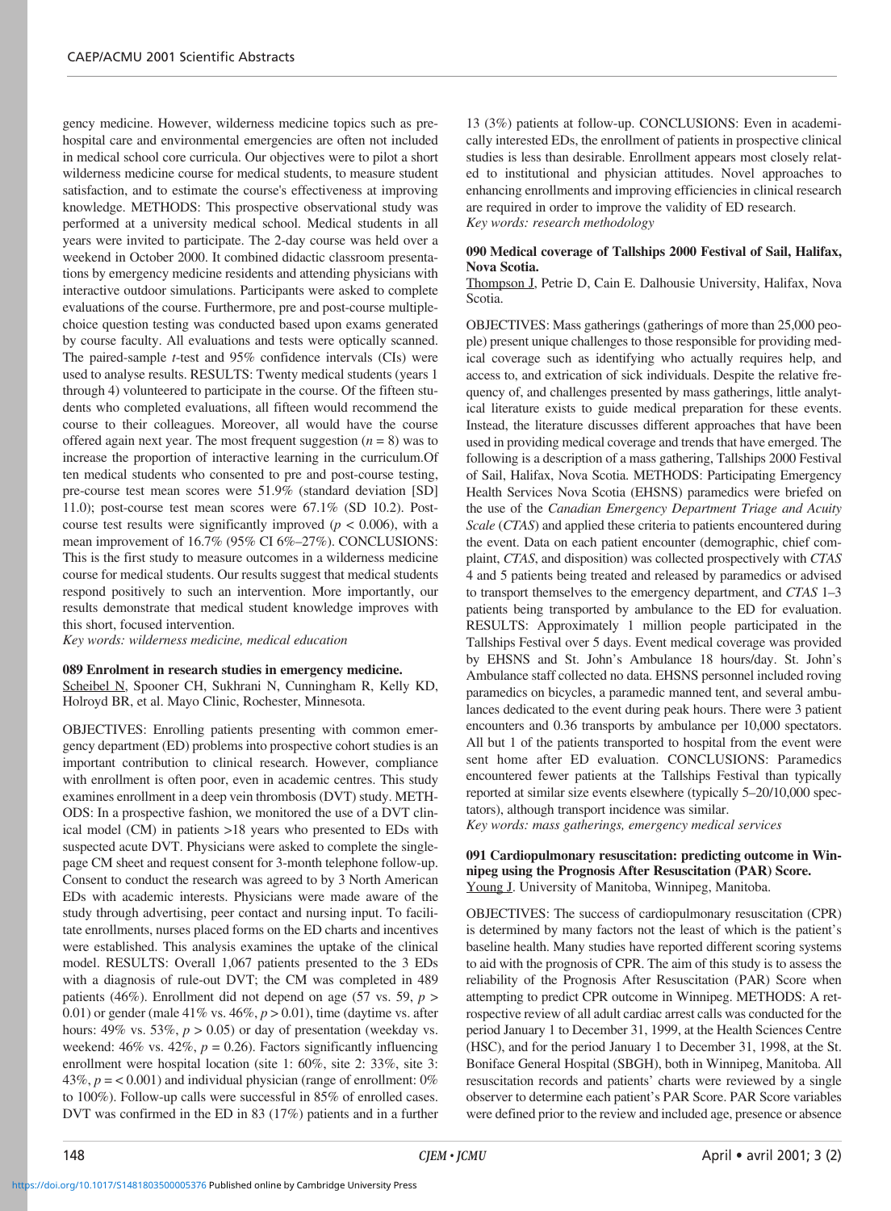gency medicine. However, wilderness medicine topics such as prehospital care and environmental emergencies are often not included in medical school core curricula. Our objectives were to pilot a short wilderness medicine course for medical students, to measure student satisfaction, and to estimate the course's effectiveness at improving knowledge. METHODS: This prospective observational study was performed at a university medical school. Medical students in all years were invited to participate. The 2-day course was held over a weekend in October 2000. It combined didactic classroom presentations by emergency medicine residents and attending physicians with interactive outdoor simulations. Participants were asked to complete evaluations of the course. Furthermore, pre and post-course multiple-choice question testing was conducted based upon exams generated by course faculty. All evaluations and tests were optically scanned. The paired-sample $t$-test and 95% confidence intervals (CIs) were used to analyse results. RESULTS: Twenty medical students (years 1 through 4) volunteered to participate in the course. Of the fifteen students who completed evaluations, all fifteen would recommend the course to their colleagues. Moreover, all would have the course offered again next year. The most frequent suggestion ($n = 8$) was to increase the proportion of interactive learning in the curriculum.Of ten medical students who consented to pre and post-course testing, pre-course test mean scores were 51.9% (standard deviation [SD] 11.0); post-course test mean scores were 67.1% (SD 10.2). Post-course test results were significantly improved ($p < 0.006$), with a mean improvement of 16.7% (95% CI 6%–27%). CONCLUSIONS: This is the first study to measure outcomes in a wilderness medicine course for medical students. Our results suggest that medical students respond positively to such an intervention. More importantly, our results demonstrate that medical student knowledge improves with this short, focused intervention.

*Key words: wilderness medicine, medical education*

**089 Enrolment in research studies in emergency medicine.**

Scheibel N, Spooner CH, Sukhrani N, Cunningham R, Kelly KD, Holroyd BR, et al. Mayo Clinic, Rochester, Minnesota.

OBJECTIVES: Enrolling patients presenting with common emergency department (ED) problems into prospective cohort studies is an important contribution to clinical research. However, compliance with enrollment is often poor, even in academic centres. This study examines enrollment in a deep vein thrombosis (DVT) study. METHODS: In a prospective fashion, we monitored the use of a DVT clinical model (CM) in patients >18 years who presented to EDs with suspected acute DVT. Physicians were asked to complete the single-page CM sheet and request consent for 3-month telephone follow-up. Consent to conduct the research was agreed to by 3 North American EDs with academic interests. Physicians were made aware of the study through advertising, peer contact and nursing input. To facilitate enrollments, nurses placed forms on the ED charts and incentives were established. This analysis examines the uptake of the clinical model. RESULTS: Overall 1,067 patients presented to the 3 EDs with a diagnosis of rule-out DVT; the CM was completed in 489 patients (46%). Enrollment did not depend on age (57 vs. 59, $p > 0.01$) or gender (male 41% vs. 46%, $p > 0.01$), time (daytime vs. after hours: 49% vs. 53%, $p > 0.05$) or day of presentation (weekday vs. weekend: 46% vs. 42%, $p = 0.26$). Factors significantly influencing enrollment were hospital location (site 1: 60%, site 2: 33%, site 3: 43%, $p = < 0.001$) and individual physician (range of enrollment: 0% to 100%). Follow-up calls were successful in 85% of enrolled cases. DVT was confirmed in the ED in 83 (17%) patients and in a further 13 (3%) patients at follow-up. CONCLUSIONS: Even in academically interested EDs, the enrollment of patients in prospective clinical studies is less than desirable. Enrollment appears most closely related to institutional and physician attitudes. Novel approaches to enhancing enrollments and improving efficiencies in clinical research are required in order to improve the validity of ED research.

*Key words: research methodology*

**090 Medical coverage of Tallships 2000 Festival of Sail, Halifax, Nova Scotia.**

Thompson J, Petrie D, Cain E. Dalhousie University, Halifax, Nova Scotia.

OBJECTIVES: Mass gatherings (gatherings of more than 25,000 people) present unique challenges to those responsible for providing medical coverage such as identifying who actually requires help, and access to, and extrication of sick individuals. Despite the relative frequency of, and challenges presented by mass gatherings, little analytical literature exists to guide medical preparation for these events. Instead, the literature discusses different approaches that have been used in providing medical coverage and trends that have emerged. The following is a description of a mass gathering, Tallships 2000 Festival of Sail, Halifax, Nova Scotia. METHODS: Participating Emergency Health Services Nova Scotia (EHSNS) paramedics were briefed on the use of the *Canadian Emergency Department Triage and Acuity Scale* (*CTAS*) and applied these criteria to patients encountered during the event. Data on each patient encounter (demographic, chief complaint, *CTAS*, and disposition) was collected prospectively with *CTAS* 4 and 5 patients being treated and released by paramedics or advised to transport themselves to the emergency department, and *CTAS* 1–3 patients being transported by ambulance to the ED for evaluation. RESULTS: Approximately 1 million people participated in the Tallships Festival over 5 days. Event medical coverage was provided by EHSNS and St. John's Ambulance 18 hours/day. St. John's Ambulance staff collected no data. EHSNS personnel included roving paramedics on bicycles, a paramedic manned tent, and several ambulances dedicated to the event during peak hours. There were 3 patient encounters and 0.36 transports by ambulance per 10,000 spectators. All but 1 of the patients transported to hospital from the event were sent home after ED evaluation. CONCLUSIONS: Paramedics encountered fewer patients at the Tallships Festival than typically reported at similar size events elsewhere (typically 5–20/10,000 spectators), although transport incidence was similar.

*Key words: mass gatherings, emergency medical services*

**091 Cardiopulmonary resuscitation: predicting outcome in Winnipeg using the Prognosis After Resuscitation (PAR) Score.**

Young J. University of Manitoba, Winnipeg, Manitoba.

OBJECTIVES: The success of cardiopulmonary resuscitation (CPR) is determined by many factors not the least of which is the patient's baseline health. Many studies have reported different scoring systems to aid with the prognosis of CPR. The aim of this study is to assess the reliability of the Prognosis After Resuscitation (PAR) Score when attempting to predict CPR outcome in Winnipeg. METHODS: A retrospective review of all adult cardiac arrest calls was conducted for the period January 1 to December 31, 1999, at the Health Sciences Centre (HSC), and for the period January 1 to December 31, 1998, at the St. Boniface General Hospital (SBGH), both in Winnipeg, Manitoba. All resuscitation records and patients' charts were reviewed by a single observer to determine each patient's PAR Score. PAR Score variables were defined prior to the review and included age, presence or absence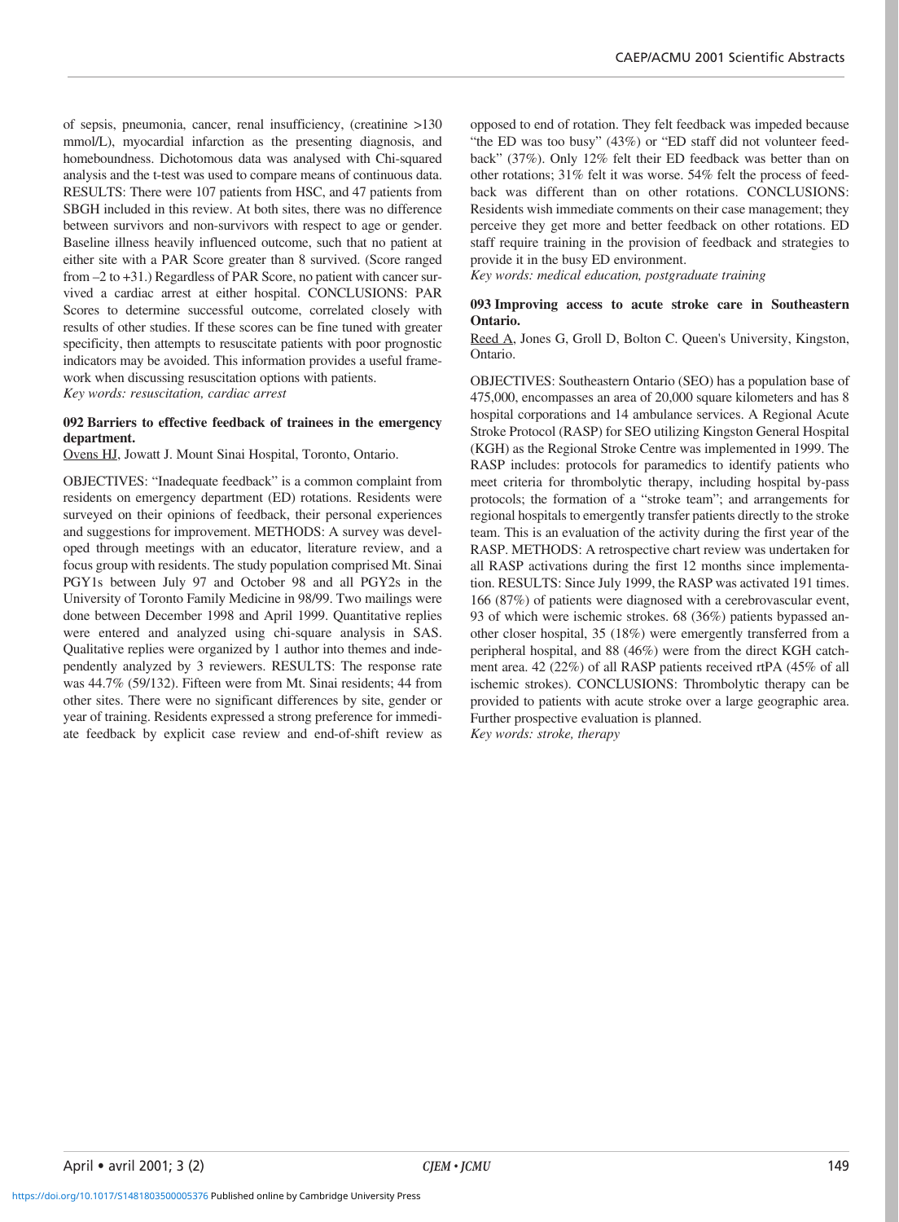of sepsis, pneumonia, cancer, renal insufficiency, (creatinine >130 mmol/L), myocardial infarction as the presenting diagnosis, and homeboundness. Dichotomous data was analysed with Chi-squared analysis and the t-test was used to compare means of continuous data. RESULTS: There were 107 patients from HSC, and 47 patients from SBGH included in this review. At both sites, there was no difference between survivors and non-survivors with respect to age or gender. Baseline illness heavily influenced outcome, such that no patient at either site with a PAR Score greater than 8 survived. (Score ranged from –2 to +31.) Regardless of PAR Score, no patient with cancer survived a cardiac arrest at either hospital. CONCLUSIONS: PAR Scores to determine successful outcome, correlated closely with results of other studies. If these scores can be fine tuned with greater specificity, then attempts to resuscitate patients with poor prognostic indicators may be avoided. This information provides a useful framework when discussing resuscitation options with patients.

*Key words: resuscitation, cardiac arrest*

**092 Barriers to effective feedback of trainees in the emergency department.**

Ovens HJ, Jowatt J. Mount Sinai Hospital, Toronto, Ontario.

OBJECTIVES: "Inadequate feedback" is a common complaint from residents on emergency department (ED) rotations. Residents were surveyed on their opinions of feedback, their personal experiences and suggestions for improvement. METHODS: A survey was developed through meetings with an educator, literature review, and a focus group with residents. The study population comprised Mt. Sinai PGY1s between July 97 and October 98 and all PGY2s in the University of Toronto Family Medicine in 98/99. Two mailings were done between December 1998 and April 1999. Quantitative replies were entered and analyzed using chi-square analysis in SAS. Qualitative replies were organized by 1 author into themes and independently analyzed by 3 reviewers. RESULTS: The response rate was 44.7% (59/132). Fifteen were from Mt. Sinai residents; 44 from other sites. There were no significant differences by site, gender or year of training. Residents expressed a strong preference for immediate feedback by explicit case review and end-of-shift review as opposed to end of rotation. They felt feedback was impeded because "the ED was too busy" (43%) or "ED staff did not volunteer feedback" (37%). Only 12% felt their ED feedback was better than on other rotations; 31% felt it was worse. 54% felt the process of feedback was different than on other rotations. CONCLUSIONS: Residents wish immediate comments on their case management; they perceive they get more and better feedback on other rotations. ED staff require training in the provision of feedback and strategies to provide it in the busy ED environment.

*Key words: medical education, postgraduate training*

**093 Improving access to acute stroke care in Southeastern Ontario.**

Reed A, Jones G, Groll D, Bolton C. Queen's University, Kingston, Ontario.

OBJECTIVES: Southeastern Ontario (SEO) has a population base of 475,000, encompasses an area of 20,000 square kilometers and has 8 hospital corporations and 14 ambulance services. A Regional Acute Stroke Protocol (RASP) for SEO utilizing Kingston General Hospital (KGH) as the Regional Stroke Centre was implemented in 1999. The RASP includes: protocols for paramedics to identify patients who meet criteria for thrombolytic therapy, including hospital by-pass protocols; the formation of a "stroke team"; and arrangements for regional hospitals to emergently transfer patients directly to the stroke team. This is an evaluation of the activity during the first year of the RASP. METHODS: A retrospective chart review was undertaken for all RASP activations during the first 12 months since implementation. RESULTS: Since July 1999, the RASP was activated 191 times. 166 (87%) of patients were diagnosed with a cerebrovascular event, 93 of which were ischemic strokes. 68 (36%) patients bypassed another closer hospital, 35 (18%) were emergently transferred from a peripheral hospital, and 88 (46%) were from the direct KGH catchment area. 42 (22%) of all RASP patients received rtPA (45% of all ischemic strokes). CONCLUSIONS: Thrombolytic therapy can be provided to patients with acute stroke over a large geographic area. Further prospective evaluation is planned.

*Key words: stroke, therapy*